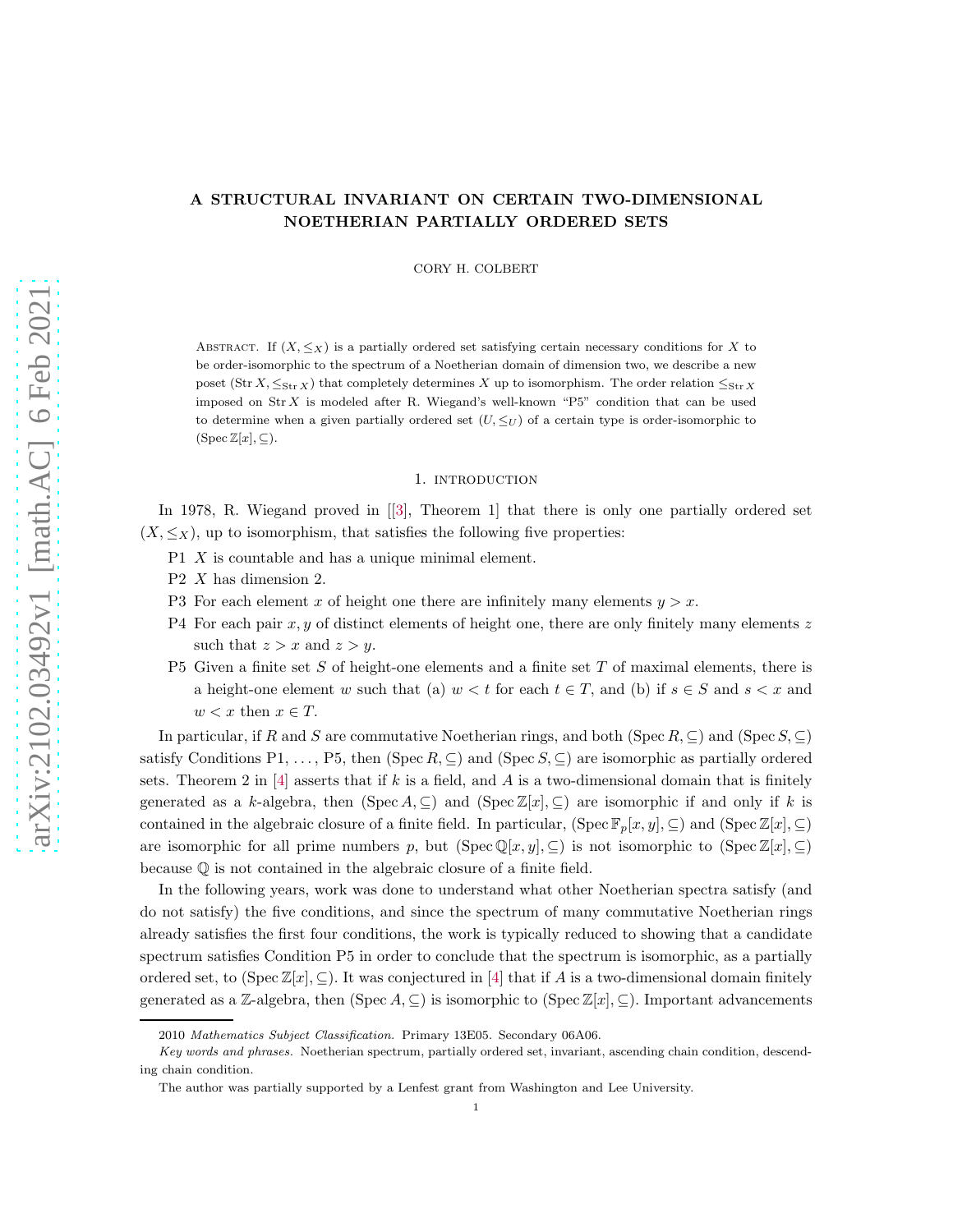# A STRUCTURAL INVARIANT ON CERTAIN TWO-DIMENSIONAL NOETHERIAN PARTIALLY ORDERED SETS

CORY H. COLBERT

Abstract. If $(X, \leq_X)$ is a partially ordered set satisfying certain necessary conditions for $X$ to be order-isomorphic to the spectrum of a Noetherian domain of dimension two, we describe a new poset $(\operatorname{Str} X, \leq_{\operatorname{Str} X})$ that completely determines $X$ up to isomorphism. The order relation $\leq_{\operatorname{Str} X}$ imposed on $\operatorname{Str} X$ is modeled after R. Wiegand's well-known "P5" condition that can be used to determine when a given partially ordered set $(U, \leq_U)$ of a certain type is order-isomorphic to $(\operatorname{Spec} \mathbb{Z}[x], \subseteq)$.

## 1. introduction

In 1978, R. Wiegand proved in [[3], Theorem 1] that there is only one partially ordered set $(X, \leq_X)$, up to isomorphism, that satisfies the following five properties:

- P1 $X$ is countable and has a unique minimal element.
- P2 $X$ has dimension 2.
- P3 For each element $x$ of height one there are infinitely many elements $y > x$.
- P4 For each pair $x, y$ of distinct elements of height one, there are only finitely many elements $z$ such that $z > x$ and $z > y$.
- P5 Given a finite set $S$ of height-one elements and a finite set $T$ of maximal elements, there is a height-one element $w$ such that (a) $w < t$ for each $t \in T$, and (b) if $s \in S$ and $s < x$ and $w < x$ then $x \in T$.

In particular, if $R$ and $S$ are commutative Noetherian rings, and both $(\operatorname{Spec} R, \subseteq)$ and $(\operatorname{Spec} S, \subseteq)$ satisfy Conditions P1, ..., P5, then $(\operatorname{Spec} R, \subseteq)$ and $(\operatorname{Spec} S, \subseteq)$ are isomorphic as partially ordered sets. Theorem 2 in [4] asserts that if $k$ is a field, and $A$ is a two-dimensional domain that is finitely generated as a $k$-algebra, then $(\operatorname{Spec} A, \subseteq)$ and $(\operatorname{Spec} \mathbb{Z}[x], \subseteq)$ are isomorphic if and only if $k$ is contained in the algebraic closure of a finite field. In particular, $(\operatorname{Spec} \mathbb{F}_p[x, y], \subseteq)$ and $(\operatorname{Spec} \mathbb{Z}[x], \subseteq)$ are isomorphic for all prime numbers $p$, but $(\operatorname{Spec} \mathbb{Q}[x, y], \subseteq)$ is not isomorphic to $(\operatorname{Spec} \mathbb{Z}[x], \subseteq)$ because $\mathbb{Q}$ is not contained in the algebraic closure of a finite field.

In the following years, work was done to understand what other Noetherian spectra satisfy (and do not satisfy) the five conditions, and since the spectrum of many commutative Noetherian rings already satisfies the first four conditions, the work is typically reduced to showing that a candidate spectrum satisfies Condition P5 in order to conclude that the spectrum is isomorphic, as a partially ordered set, to $(\operatorname{Spec} \mathbb{Z}[x], \subseteq)$. It was conjectured in [4] that if $A$ is a two-dimensional domain finitely generated as a $\mathbb{Z}$-algebra, then $(\operatorname{Spec} A, \subseteq)$ is isomorphic to $(\operatorname{Spec} \mathbb{Z}[x], \subseteq)$. Important advancements

2010 *Mathematics Subject Classification.* Primary 13E05. Secondary 06A06.

*Key words and phrases.* Noetherian spectrum, partially ordered set, invariant, ascending chain condition, descending chain condition.

The author was partially supported by a Lenfest grant from Washington and Lee University.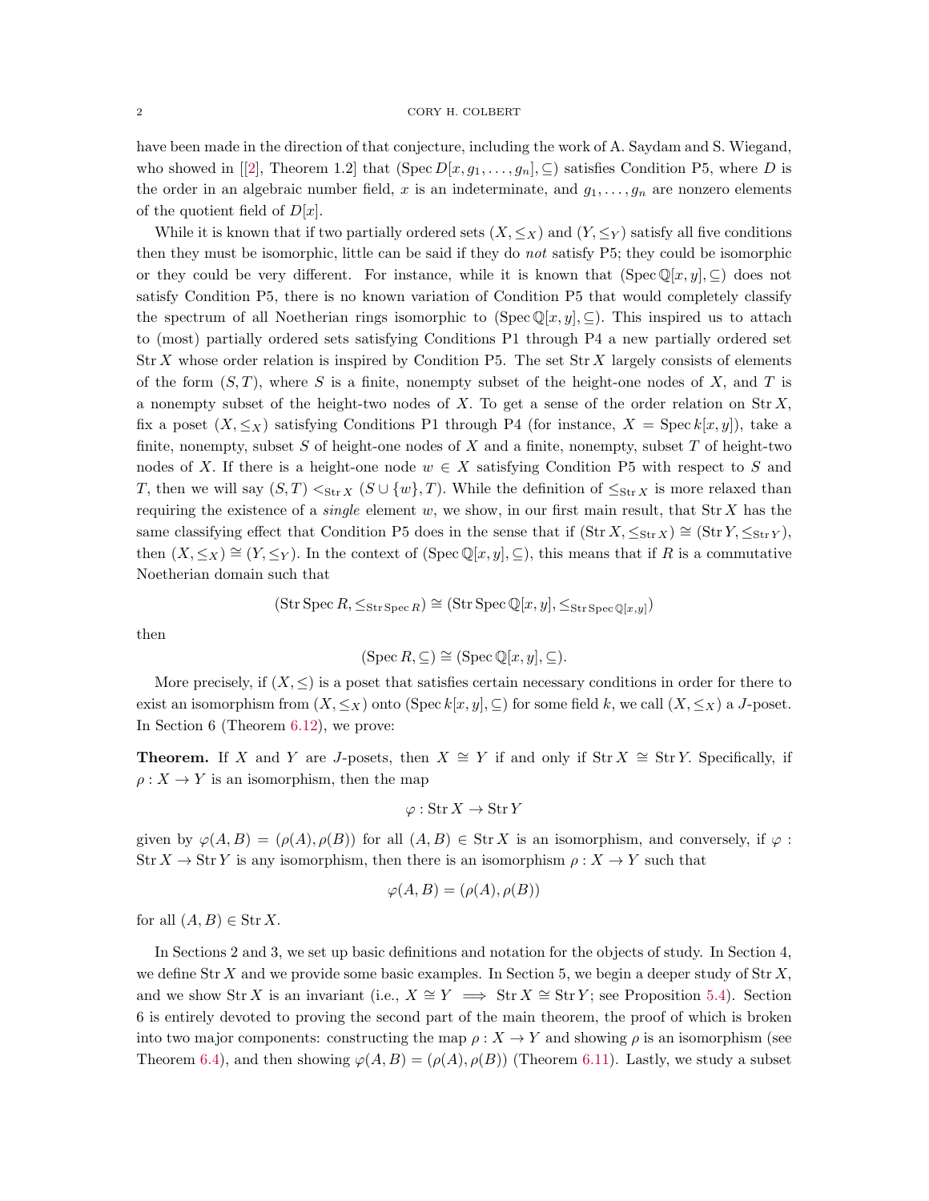have been made in the direction of that conjecture, including the work of A. Saydam and S. Wiegand, who showed in [[2], Theorem 1.2] that $(\operatorname{Spec} D[x, g_1, \ldots, g_n], \subseteq)$ satisfies Condition P5, where $D$ is the order in an algebraic number field, $x$ is an indeterminate, and $g_1, \ldots, g_n$ are nonzero elements of the quotient field of $D[x]$.

While it is known that if two partially ordered sets $(X, \leq_X)$ and $(Y, \leq_Y)$ satisfy all five conditions then they must be isomorphic, little can be said if they do *not* satisfy P5; they could be isomorphic or they could be very different. For instance, while it is known that $(\operatorname{Spec} \mathbb{Q}[x, y], \subseteq)$ does not satisfy Condition P5, there is no known variation of Condition P5 that would completely classify the spectrum of all Noetherian rings isomorphic to $(\operatorname{Spec} \mathbb{Q}[x, y], \subseteq)$. This inspired us to attach to (most) partially ordered sets satisfying Conditions P1 through P4 a new partially ordered set $\operatorname{Str} X$ whose order relation is inspired by Condition P5. The set $\operatorname{Str} X$ largely consists of elements of the form $(S, T)$, where $S$ is a finite, nonempty subset of the height-one nodes of $X$, and $T$ is a nonempty subset of the height-two nodes of $X$. To get a sense of the order relation on $\operatorname{Str} X$, fix a poset $(X, \leq_X)$ satisfying Conditions P1 through P4 (for instance, $X = \operatorname{Spec} k[x, y]$), take a finite, nonempty, subset $S$ of height-one nodes of $X$ and a finite, nonempty, subset $T$ of height-two nodes of $X$. If there is a height-one node $w \in X$ satisfying Condition P5 with respect to $S$ and $T$, then we will say $(S, T) <_{\operatorname{Str} X} (S \cup \{w\}, T)$. While the definition of $\leq_{\operatorname{Str} X}$ is more relaxed than requiring the existence of a *single* element $w$, we show, in our first main result, that $\operatorname{Str} X$ has the same classifying effect that Condition P5 does in the sense that if $(\operatorname{Str} X, \leq_{\operatorname{Str} X}) \cong (\operatorname{Str} Y, \leq_{\operatorname{Str} Y})$, then $(X, \leq_X) \cong (Y, \leq_Y)$. In the context of $(\operatorname{Spec} \mathbb{Q}[x, y], \subseteq)$, this means that if $R$ is a commutative Noetherian domain such that

$$(\operatorname{Str} \operatorname{Spec} R, \leq_{\operatorname{Str} \operatorname{Spec} R}) \cong (\operatorname{Str} \operatorname{Spec} \mathbb{Q}[x, y], \leq_{\operatorname{Str} \operatorname{Spec} \mathbb{Q}[x,y]})$$

then

$$(\operatorname{Spec} R, \subseteq) \cong (\operatorname{Spec} \mathbb{Q}[x, y], \subseteq).$$

More precisely, if $(X, \leq)$ is a poset that satisfies certain necessary conditions in order for there to exist an isomorphism from $(X, \leq_X)$ onto $(\operatorname{Spec} k[x, y], \subseteq)$ for some field $k$, we call $(X, \leq_X)$ a *J*-poset. In Section 6 (Theorem 6.12), we prove:

**Theorem.** If $X$ and $Y$ are $J$-posets, then $X \cong Y$ if and only if $\operatorname{Str} X \cong \operatorname{Str} Y$. Specifically, if $\rho : X \to Y$ is an isomorphism, then the map

$$\varphi : \operatorname{Str} X \to \operatorname{Str} Y$$

given by $\varphi(A, B) = (\rho(A), \rho(B))$ for all $(A, B) \in \operatorname{Str} X$ is an isomorphism, and conversely, if $\varphi : \operatorname{Str} X \to \operatorname{Str} Y$ is any isomorphism, then there is an isomorphism $\rho : X \to Y$ such that

$$\varphi(A, B) = (\rho(A), \rho(B))$$

for all $(A, B) \in \operatorname{Str} X$.

In Sections 2 and 3, we set up basic definitions and notation for the objects of study. In Section 4, we define $\operatorname{Str} X$ and we provide some basic examples. In Section 5, we begin a deeper study of $\operatorname{Str} X$, and we show $\operatorname{Str} X$ is an invariant (i.e., $X \cong Y \implies \operatorname{Str} X \cong \operatorname{Str} Y$; see Proposition 5.4). Section 6 is entirely devoted to proving the second part of the main theorem, the proof of which is broken into two major components: constructing the map $\rho : X \to Y$ and showing $\rho$ is an isomorphism (see Theorem 6.4), and then showing $\varphi(A, B) = (\rho(A), \rho(B))$ (Theorem 6.11). Lastly, we study a subset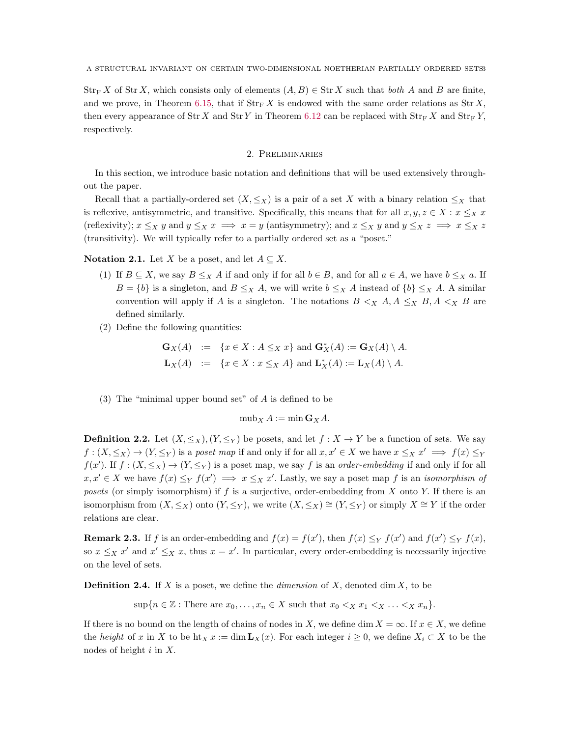$\mathrm{Str_F}\, X$ of $\mathrm{Str}\, X$, which consists only of elements $(A, B) \in \mathrm{Str}\, X$ such that *both* $A$ and $B$ are finite, and we prove, in Theorem 6.15, that if $\mathrm{Str_F}\, X$ is endowed with the same order relations as $\mathrm{Str}\, X$, then every appearance of $\mathrm{Str}\, X$ and $\mathrm{Str}\, Y$ in Theorem 6.12 can be replaced with $\mathrm{Str_F}\, X$ and $\mathrm{Str_F}\, Y$, respectively.

## 2. Preliminaries

In this section, we introduce basic notation and definitions that will be used extensively throughout the paper.

Recall that a partially-ordered set $(X, \leq_X)$ is a pair of a set $X$ with a binary relation $\leq_X$ that is reflexive, antisymmetric, and transitive. Specifically, this means that for all $x, y, z \in X$ : $x \leq_X x$ (reflexivity); $x \leq_X y$ and $y \leq_X x \implies x = y$ (antisymmetry); and $x \leq_X y$ and $y \leq_X z \implies x \leq_X z$ (transitivity). We will typically refer to a partially ordered set as a "poset."

**Notation 2.1.** Let $X$ be a poset, and let $A \subseteq X$.

1. If $B \subseteq X$, we say $B \leq_X A$ if and only if for all $b \in B$, and for all $a \in A$, we have $b \leq_X a$. If $B = \{b\}$ is a singleton, and $B \leq_X A$, we will write $b \leq_X A$ instead of $\{b\} \leq_X A$. A similar convention will apply if $A$ is a singleton. The notations $B <_X A, A \leq_X B, A <_X B$ are defined similarly.
2. Define the following quantities:

$$\begin{aligned} \mathbf{G}_X(A) &:= \{x \in X : A \leq_X x\} \text{ and } \mathbf{G}^*_X(A) := \mathbf{G}_X(A) \setminus A. \\ \mathbf{L}_X(A) &:= \{x \in X : x \leq_X A\} \text{ and } \mathbf{L}^*_X(A) := \mathbf{L}_X(A) \setminus A. \end{aligned}$$

3. The "minimal upper bound set" of $A$ is defined to be

$$\mathrm{mub}_X\, A := \min \mathbf{G}_X A.$$

**Definition 2.2.** Let $(X, \leq_X), (Y, \leq_Y)$ be posets, and let $f : X \to Y$ be a function of sets. We say $f : (X, \leq_X) \to (Y, \leq_Y)$ is a *poset map* if and only if for all $x, x' \in X$ we have $x \leq_X x' \implies f(x) \leq_Y f(x')$. If $f : (X, \leq_X) \to (Y, \leq_Y)$ is a poset map, we say $f$ is an *order-embedding* if and only if for all $x, x' \in X$ we have $f(x) \leq_Y f(x') \implies x \leq_X x'$. Lastly, we say a poset map $f$ is an *isomorphism of posets* (or simply isomorphism) if $f$ is a surjective, order-embedding from $X$ onto $Y$. If there is an isomorphism from $(X, \leq_X)$ onto $(Y, \leq_Y)$, we write $(X, \leq_X) \cong (Y, \leq_Y)$ or simply $X \cong Y$ if the order relations are clear.

**Remark 2.3.** If $f$ is an order-embedding and $f(x) = f(x')$, then $f(x) \leq_Y f(x')$ and $f(x') \leq_Y f(x)$, so $x \leq_X x'$ and $x' \leq_X x$, thus $x = x'$. In particular, every order-embedding is necessarily injective on the level of sets.

**Definition 2.4.** If $X$ is a poset, we define the *dimension* of $X$, denoted $\dim X$, to be

$$\sup\{n \in \mathbb{Z} : \text{There are } x_0, \ldots, x_n \in X \text{ such that } x_0 <_X x_1 <_X \ldots <_X x_n\}.$$

If there is no bound on the length of chains of nodes in $X$, we define $\dim X = \infty$. If $x \in X$, we define the *height* of $x$ in $X$ to be $\mathrm{ht}_X\, x := \dim \mathbf{L}_X(x)$. For each integer $i \geq 0$, we define $X_i \subset X$ to be the nodes of height $i$ in $X$.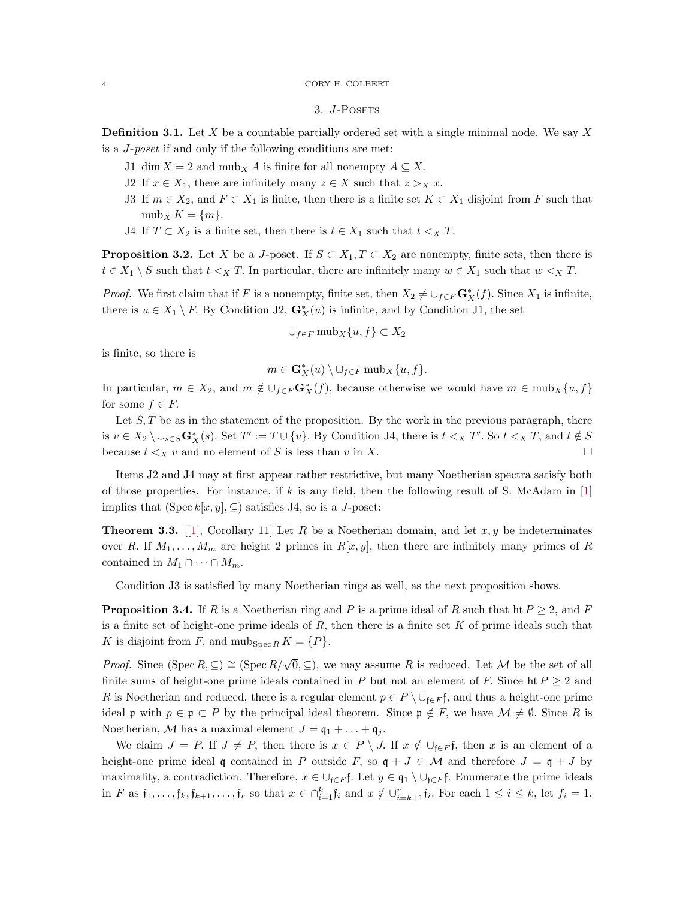## 3. $J$-Posets

**Definition 3.1.** Let $X$ be a countable partially ordered set with a single minimal node. We say $X$ is a *$J$-poset* if and only if the following conditions are met:

J1 $\dim X = 2$ and $\operatorname{mub}_X A$ is finite for all nonempty $A \subseteq X$.

J2 If $x \in X_1$, there are infinitely many $z \in X$ such that $z >_X x$.

J3 If $m \in X_2$, and $F \subset X_1$ is finite, then there is a finite set $K \subset X_1$ disjoint from $F$ such that $\operatorname{mub}_X K = \{m\}$.

J4 If $T \subset X_2$ is a finite set, then there is $t \in X_1$ such that $t <_X T$.

**Proposition 3.2.** Let $X$ be a $J$-poset. If $S \subset X_1, T \subset X_2$ are nonempty, finite sets, then there is $t \in X_1 \setminus S$ such that $t <_X T$. In particular, there are infinitely many $w \in X_1$ such that $w <_X T$.

*Proof.* We first claim that if $F$ is a nonempty, finite set, then $X_2 \neq \cup_{f \in F} \mathbf{G}^*_X(f)$. Since $X_1$ is infinite, there is $u \in X_1 \setminus F$. By Condition J2, $\mathbf{G}^*_X(u)$ is infinite, and by Condition J1, the set

$$\cup_{f \in F} \operatorname{mub}_X\{u, f\} \subset X_2$$

is finite, so there is

$$m \in \mathbf{G}^*_X(u) \setminus \cup_{f \in F} \operatorname{mub}_X\{u, f\}.$$

In particular, $m \in X_2$, and $m \notin \cup_{f \in F} \mathbf{G}^*_X(f)$, because otherwise we would have $m \in \operatorname{mub}_X\{u, f\}$ for some $f \in F$.

Let $S, T$ be as in the statement of the proposition. By the work in the previous paragraph, there is $v \in X_2 \setminus \cup_{s \in S} \mathbf{G}^*_X(s)$. Set $T' := T \cup \{v\}$. By Condition J4, there is $t <_X T'$. So $t <_X T$, and $t \notin S$ because $t <_X v$ and no element of $S$ is less than $v$ in $X$. □

Items J2 and J4 may at first appear rather restrictive, but many Noetherian spectra satisfy both of those properties. For instance, if $k$ is any field, then the following result of S. McAdam in [1] implies that $(\operatorname{Spec} k[x, y], \subseteq)$ satisfies J4, so is a $J$-poset:

**Theorem 3.3.** [[1], Corollary 11] Let $R$ be a Noetherian domain, and let $x, y$ be indeterminates over $R$. If $M_1, \ldots, M_m$ are height 2 primes in $R[x, y]$, then there are infinitely many primes of $R$ contained in $M_1 \cap \cdots \cap M_m$.

Condition J3 is satisfied by many Noetherian rings as well, as the next proposition shows.

**Proposition 3.4.** If $R$ is a Noetherian ring and $P$ is a prime ideal of $R$ such that $\operatorname{ht} P \geq 2$, and $F$ is a finite set of height-one prime ideals of $R$, then there is a finite set $K$ of prime ideals such that $K$ is disjoint from $F$, and $\operatorname{mub}_{\operatorname{Spec} R} K = \{P\}$.

*Proof.* Since $(\operatorname{Spec} R, \subseteq) \cong (\operatorname{Spec} R/\sqrt{0}, \subseteq)$, we may assume $R$ is reduced. Let $\mathcal{M}$ be the set of all finite sums of height-one prime ideals contained in $P$ but not an element of $F$. Since $\operatorname{ht} P \geq 2$ and $R$ is Noetherian and reduced, there is a regular element $p \in P \setminus \cup_{\mathfrak{f} \in F} \mathfrak{f}$, and thus a height-one prime ideal $\mathfrak{p}$ with $p \in \mathfrak{p} \subset P$ by the principal ideal theorem. Since $\mathfrak{p} \notin F$, we have $\mathcal{M} \neq \emptyset$. Since $R$ is Noetherian, $\mathcal{M}$ has a maximal element $J = \mathfrak{q}_1 + \ldots + \mathfrak{q}_j$.

We claim $J = P$. If $J \neq P$, then there is $x \in P \setminus J$. If $x \notin \cup_{\mathfrak{f} \in F} \mathfrak{f}$, then $x$ is an element of a height-one prime ideal $\mathfrak{q}$ contained in $P$ outside $F$, so $\mathfrak{q} + J \in \mathcal{M}$ and therefore $J = \mathfrak{q} + J$ by maximality, a contradiction. Therefore, $x \in \cup_{\mathfrak{f} \in F} \mathfrak{f}$. Let $y \in \mathfrak{q}_1 \setminus \cup_{\mathfrak{f} \in F} \mathfrak{f}$. Enumerate the prime ideals in $F$ as $\mathfrak{f}_1, \ldots, \mathfrak{f}_k, \mathfrak{f}_{k+1}, \ldots, \mathfrak{f}_r$ so that $x \in \cap_{i=1}^k \mathfrak{f}_i$ and $x \notin \cup_{i=k+1}^r \mathfrak{f}_i$. For each $1 \leq i \leq k$, let $f_i = 1$.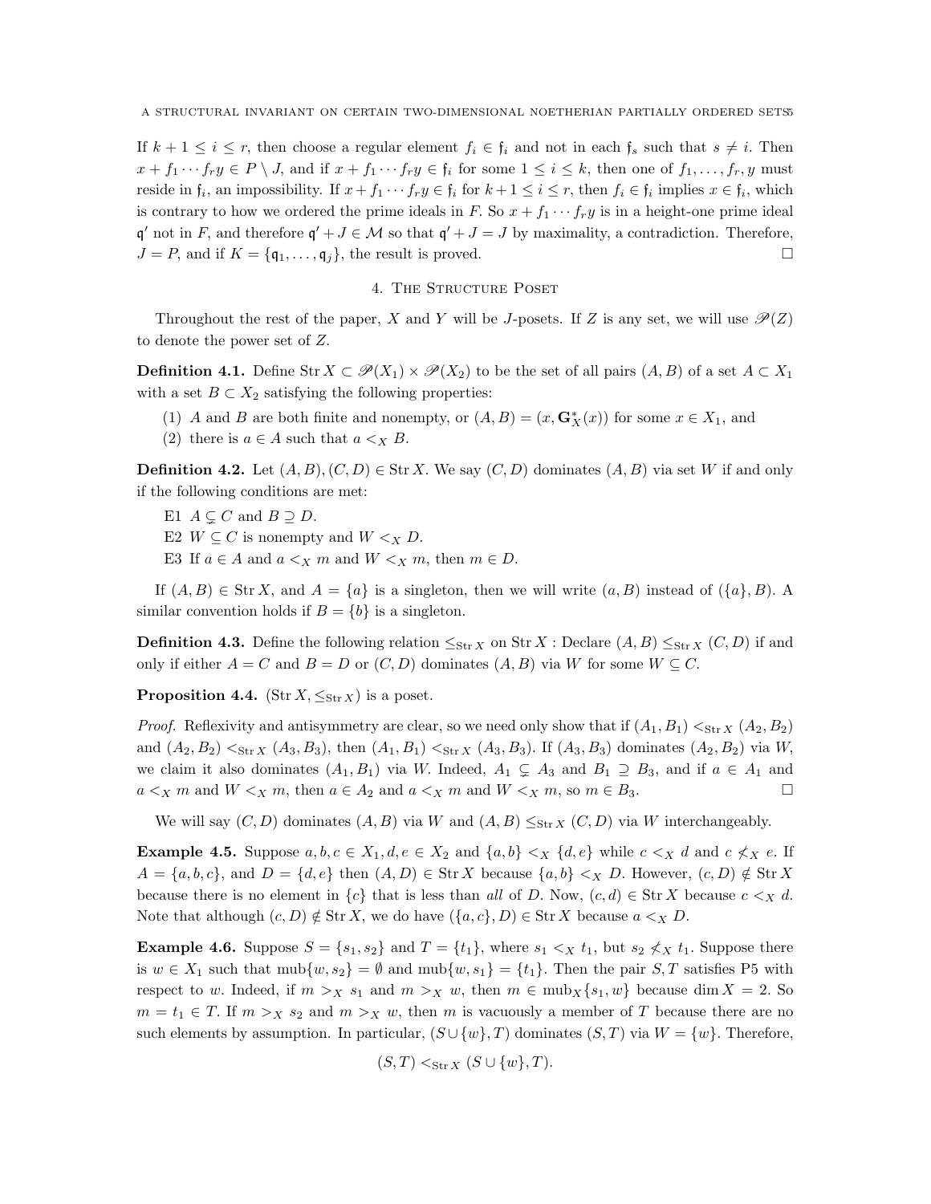If $k+1 \le i \le r$, then choose a regular element $f_i \in \mathfrak{f}_i$ and not in each $\mathfrak{f}_s$ such that $s \neq i$. Then $x + f_1 \cdots f_r y \in P \setminus J$, and if $x + f_1 \cdots f_r y \in \mathfrak{f}_i$ for some $1 \le i \le k$, then one of $f_1, \ldots, f_r, y$ must reside in $\mathfrak{f}_i$, an impossibility. If $x + f_1 \cdots f_r y \in \mathfrak{f}_i$ for $k+1 \le i \le r$, then $f_i \in \mathfrak{f}_i$ implies $x \in \mathfrak{f}_i$, which is contrary to how we ordered the prime ideals in $F$. So $x + f_1 \cdots f_r y$ is in a height-one prime ideal $\mathfrak{q}'$ not in $F$, and therefore $\mathfrak{q}' + J \in \mathcal{M}$ so that $\mathfrak{q}' + J = J$ by maximality, a contradiction. Therefore, $J = P$, and if $K = \{\mathfrak{q}_1, \ldots, \mathfrak{q}_j\}$, the result is proved. □

## 4. The Structure Poset

Throughout the rest of the paper, $X$ and $Y$ will be $J$-posets. If $Z$ is any set, we will use $\mathscr{P}(Z)$ to denote the power set of $Z$.

**Definition 4.1.** Define $\operatorname{Str} X \subset \mathscr{P}(X_1) \times \mathscr{P}(X_2)$ to be the set of all pairs $(A, B)$ of a set $A \subset X_1$ with a set $B \subset X_2$ satisfying the following properties:

1. $A$ and $B$ are both finite and nonempty, or $(A, B) = (x, \mathbf{G}_X^*(x))$ for some $x \in X_1$, and
2. there is $a \in A$ such that $a <_X B$.

**Definition 4.2.** Let $(A, B), (C, D) \in \operatorname{Str} X$. We say $(C, D)$ dominates $(A, B)$ via set $W$ if and only if the following conditions are met:

- E1 $A \subsetneq C$ and $B \supseteq D$.
- E2 $W \subseteq C$ is nonempty and $W <_X D$.
- E3 If $a \in A$ and $a <_X m$ and $W <_X m$, then $m \in D$.

If $(A, B) \in \operatorname{Str} X$, and $A = \{a\}$ is a singleton, then we will write $(a, B)$ instead of $(\{a\}, B)$. A similar convention holds if $B = \{b\}$ is a singleton.

**Definition 4.3.** Define the following relation $\le_{\operatorname{Str} X}$ on $\operatorname{Str} X$ : Declare $(A, B) \le_{\operatorname{Str} X} (C, D)$ if and only if either $A = C$ and $B = D$ or $(C, D)$ dominates $(A, B)$ via $W$ for some $W \subseteq C$.

**Proposition 4.4.** $(\operatorname{Str} X, \le_{\operatorname{Str} X})$ is a poset.

*Proof.* Reflexivity and antisymmetry are clear, so we need only show that if $(A_1, B_1) <_{\operatorname{Str} X} (A_2, B_2)$ and $(A_2, B_2) <_{\operatorname{Str} X} (A_3, B_3)$, then $(A_1, B_1) <_{\operatorname{Str} X} (A_3, B_3)$. If $(A_3, B_3)$ dominates $(A_2, B_2)$ via $W$, we claim it also dominates $(A_1, B_1)$ via $W$. Indeed, $A_1 \subsetneq A_3$ and $B_1 \supseteq B_3$, and if $a \in A_1$ and $a <_X m$ and $W <_X m$, then $a \in A_2$ and $a <_X m$ and $W <_X m$, so $m \in B_3$. □

We will say $(C, D)$ dominates $(A, B)$ via $W$ and $(A, B) \le_{\operatorname{Str} X} (C, D)$ via $W$ interchangeably.

**Example 4.5.** Suppose $a, b, c \in X_1, d, e \in X_2$ and $\{a, b\} <_X \{d, e\}$ while $c <_X d$ and $c \not<_X e$. If $A = \{a, b, c\}$, and $D = \{d, e\}$ then $(A, D) \in \operatorname{Str} X$ because $\{a, b\} <_X D$. However, $(c, D) \notin \operatorname{Str} X$ because there is no element in $\{c\}$ that is less than *all* of $D$. Now, $(c, d) \in \operatorname{Str} X$ because $c <_X d$. Note that although $(c, D) \notin \operatorname{Str} X$, we do have $(\{a, c\}, D) \in \operatorname{Str} X$ because $a <_X D$.

**Example 4.6.** Suppose $S = \{s_1, s_2\}$ and $T = \{t_1\}$, where $s_1 <_X t_1$, but $s_2 \not<_X t_1$. Suppose there is $w \in X_1$ such that $\operatorname{mub}\{w, s_2\} = \emptyset$ and $\operatorname{mub}\{w, s_1\} = \{t_1\}$. Then the pair $S, T$ satisfies P5 with respect to $w$. Indeed, if $m >_X s_1$ and $m >_X w$, then $m \in \operatorname{mub}_X\{s_1, w\}$ because $\dim X = 2$. So $m = t_1 \in T$. If $m >_X s_2$ and $m >_X w$, then $m$ is vacuously a member of $T$ because there are no such elements by assumption. In particular, $(S \cup \{w\}, T)$ dominates $(S, T)$ via $W = \{w\}$. Therefore,

$$(S, T) <_{\operatorname{Str} X} (S \cup \{w\}, T).$$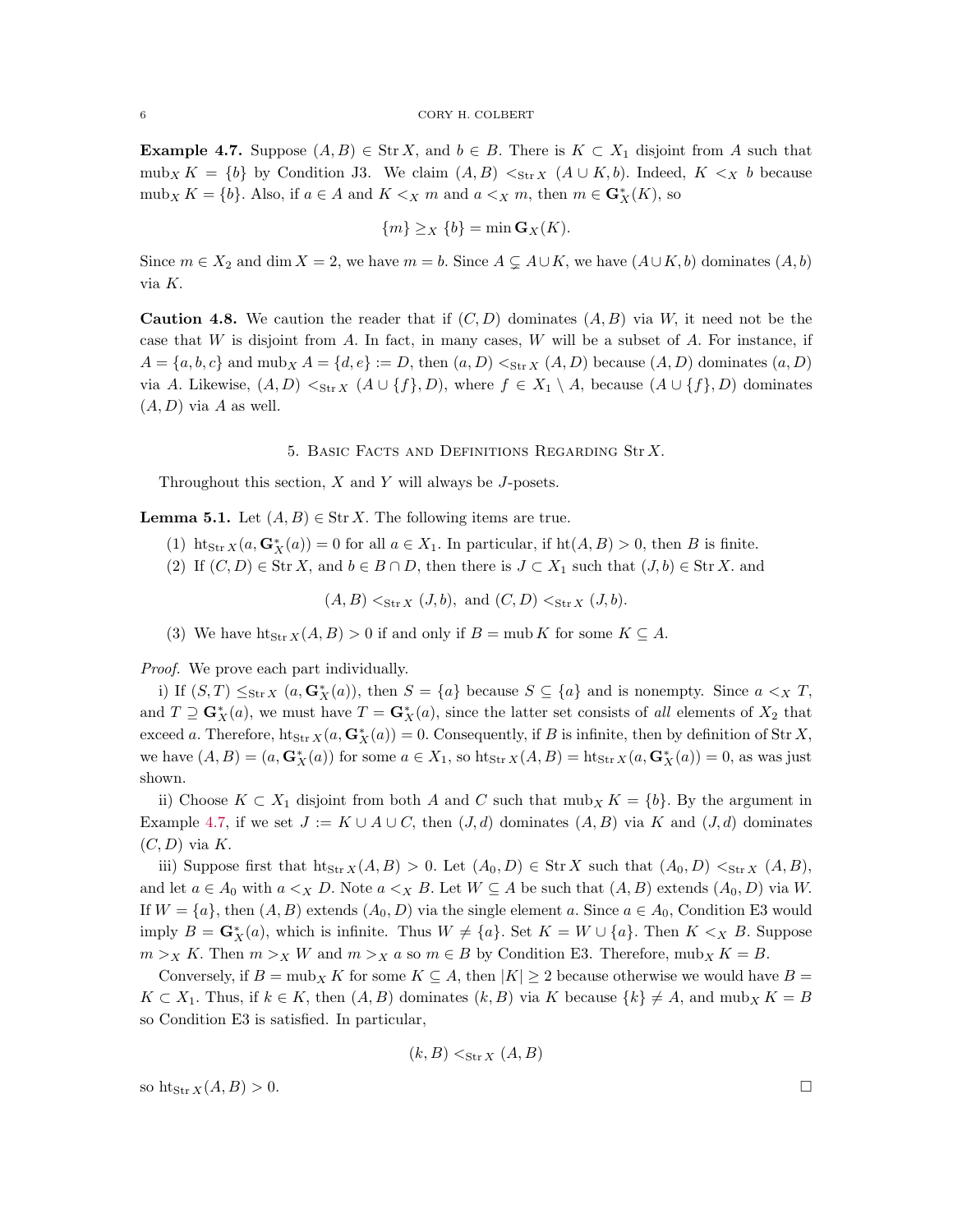**Example 4.7.** Suppose $(A, B) \in \operatorname{Str} X$, and $b \in B$. There is $K \subset X_1$ disjoint from $A$ such that $\operatorname{mub}_X K = \{b\}$ by Condition J3. We claim $(A, B) <_{\operatorname{Str} X} (A \cup K, b)$. Indeed, $K <_X b$ because $\operatorname{mub}_X K = \{b\}$. Also, if $a \in A$ and $K <_X m$ and $a <_X m$, then $m \in \mathbf{G}^*_X(K)$, so

$$\{m\} \geq_X \{b\} = \min \mathbf{G}_X(K).$$

Since $m \in X_2$ and $\dim X = 2$, we have $m = b$. Since $A \subsetneq A \cup K$, we have $(A \cup K, b)$ dominates $(A, b)$ via $K$.

**Caution 4.8.** We caution the reader that if $(C, D)$ dominates $(A, B)$ via $W$, it need not be the case that $W$ is disjoint from $A$. In fact, in many cases, $W$ will be a subset of $A$. For instance, if $A = \{a, b, c\}$ and $\operatorname{mub}_X A = \{d, e\} := D$, then $(a, D) <_{\operatorname{Str} X} (A, D)$ because $(A, D)$ dominates $(a, D)$ via $A$. Likewise, $(A, D) <_{\operatorname{Str} X} (A \cup \{f\}, D)$, where $f \in X_1 \setminus A$, because $(A \cup \{f\}, D)$ dominates $(A, D)$ via $A$ as well.

## 5. Basic Facts and Definitions Regarding $\operatorname{Str} X$.

Throughout this section, $X$ and $Y$ will always be $J$-posets.

**Lemma 5.1.** Let $(A, B) \in \operatorname{Str} X$. The following items are true.

1. $\operatorname{ht}_{\operatorname{Str} X}(a, \mathbf{G}^*_X(a)) = 0$ for all $a \in X_1$. In particular, if $\operatorname{ht}(A, B) > 0$, then $B$ is finite.
2. If $(C, D) \in \operatorname{Str} X$, and $b \in B \cap D$, then there is $J \subset X_1$ such that $(J, b) \in \operatorname{Str} X$. and
$$(A, B) <_{\operatorname{Str} X} (J, b), \text{ and } (C, D) <_{\operatorname{Str} X} (J, b).$$
3. We have $\operatorname{ht}_{\operatorname{Str} X}(A, B) > 0$ if and only if $B = \operatorname{mub} K$ for some $K \subseteq A$.

*Proof.* We prove each part individually.

i) If $(S, T) \leq_{\operatorname{Str} X} (a, \mathbf{G}^*_X(a))$, then $S = \{a\}$ because $S \subseteq \{a\}$ and is nonempty. Since $a <_X T$, and $T \supseteq \mathbf{G}^*_X(a)$, we must have $T = \mathbf{G}^*_X(a)$, since the latter set consists of *all* elements of $X_2$ that exceed $a$. Therefore, $\operatorname{ht}_{\operatorname{Str} X}(a, \mathbf{G}^*_X(a)) = 0$. Consequently, if $B$ is infinite, then by definition of $\operatorname{Str} X$, we have $(A, B) = (a, \mathbf{G}^*_X(a))$ for some $a \in X_1$, so $\operatorname{ht}_{\operatorname{Str} X}(A, B) = \operatorname{ht}_{\operatorname{Str} X}(a, \mathbf{G}^*_X(a)) = 0$, as was just shown.

ii) Choose $K \subset X_1$ disjoint from both $A$ and $C$ such that $\operatorname{mub}_X K = \{b\}$. By the argument in Example 4.7, if we set $J := K \cup A \cup C$, then $(J, d)$ dominates $(A, B)$ via $K$ and $(J, d)$ dominates $(C, D)$ via $K$.

iii) Suppose first that $\operatorname{ht}_{\operatorname{Str} X}(A, B) > 0$. Let $(A_0, D) \in \operatorname{Str} X$ such that $(A_0, D) <_{\operatorname{Str} X} (A, B)$, and let $a \in A_0$ with $a <_X D$. Note $a <_X B$. Let $W \subseteq A$ be such that $(A, B)$ extends $(A_0, D)$ via $W$. If $W = \{a\}$, then $(A, B)$ extends $(A_0, D)$ via the single element $a$. Since $a \in A_0$, Condition E3 would imply $B = \mathbf{G}^*_X(a)$, which is infinite. Thus $W \neq \{a\}$. Set $K = W \cup \{a\}$. Then $K <_X B$. Suppose $m >_X K$. Then $m >_X W$ and $m >_X a$ so $m \in B$ by Condition E3. Therefore, $\operatorname{mub}_X K = B$.

Conversely, if $B = \operatorname{mub}_X K$ for some $K \subseteq A$, then $|K| \geq 2$ because otherwise we would have $B = K \subset X_1$. Thus, if $k \in K$, then $(A, B)$ dominates $(k, B)$ via $K$ because $\{k\} \neq A$, and $\operatorname{mub}_X K = B$ so Condition E3 is satisfied. In particular,

$$(k, B) <_{\operatorname{Str} X} (A, B)$$

so $\operatorname{ht}_{\operatorname{Str} X}(A, B) > 0$. $\square$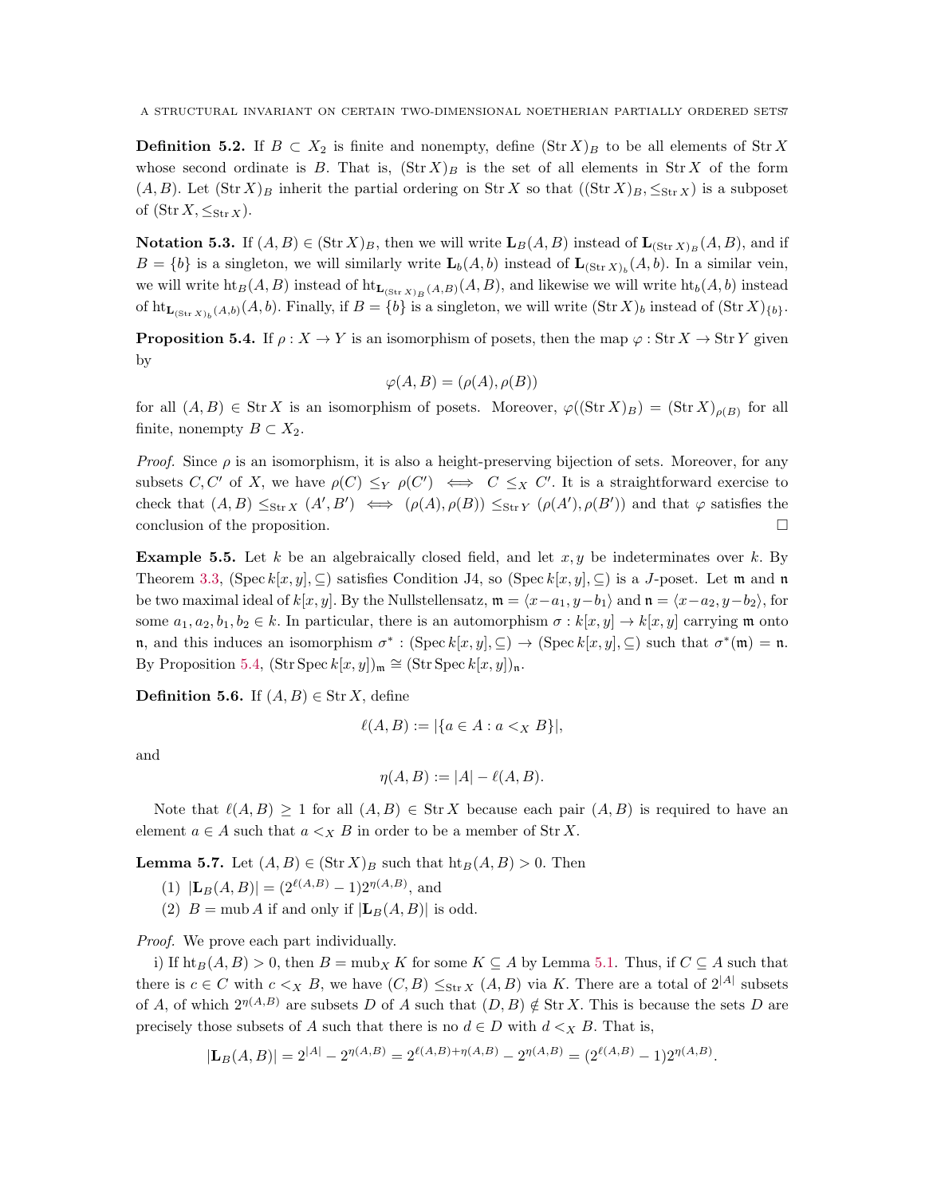**Definition 5.2.** If $B \subset X_2$ is finite and nonempty, define $(\operatorname{Str} X)_B$ to be all elements of $\operatorname{Str} X$ whose second ordinate is $B$. That is, $(\operatorname{Str} X)_B$ is the set of all elements in $\operatorname{Str} X$ of the form $(A, B)$. Let $(\operatorname{Str} X)_B$ inherit the partial ordering on $\operatorname{Str} X$ so that $((\operatorname{Str} X)_B, \leq_{\operatorname{Str} X})$ is a subposet of $(\operatorname{Str} X, \leq_{\operatorname{Str} X})$.

**Notation 5.3.** If $(A, B) \in (\operatorname{Str} X)_B$, then we will write $\mathbf{L}_B(A, B)$ instead of $\mathbf{L}_{(\operatorname{Str} X)_B}(A, B)$, and if $B = \{b\}$ is a singleton, we will similarly write $\mathbf{L}_b(A, b)$ instead of $\mathbf{L}_{(\operatorname{Str} X)_b}(A, b)$. In a similar vein, we will write $\operatorname{ht}_B(A, B)$ instead of $\operatorname{ht}_{\mathbf{L}_{(\operatorname{Str} X)_B}(A,B)}(A, B)$, and likewise we will write $\operatorname{ht}_b(A, b)$ instead of $\operatorname{ht}_{\mathbf{L}_{(\operatorname{Str} X)_b}(A,b)}(A, b)$. Finally, if $B = \{b\}$ is a singleton, we will write $(\operatorname{Str} X)_b$ instead of $(\operatorname{Str} X)_{\{b\}}$.

**Proposition 5.4.** If $\rho : X \to Y$ is an isomorphism of posets, then the map $\varphi : \operatorname{Str} X \to \operatorname{Str} Y$ given by

$$\varphi(A, B) = (\rho(A), \rho(B))$$

for all $(A, B) \in \operatorname{Str} X$ is an isomorphism of posets. Moreover, $\varphi((\operatorname{Str} X)_B) = (\operatorname{Str} X)_{\rho(B)}$ for all finite, nonempty $B \subset X_2$.

*Proof.* Since $\rho$ is an isomorphism, it is also a height-preserving bijection of sets. Moreover, for any subsets $C, C'$ of $X$, we have $\rho(C) \leq_Y \rho(C') \iff C \leq_X C'$. It is a straightforward exercise to check that $(A, B) \leq_{\operatorname{Str} X} (A', B') \iff (\rho(A), \rho(B)) \leq_{\operatorname{Str} Y} (\rho(A'), \rho(B'))$ and that $\varphi$ satisfies the conclusion of the proposition. $\square$

**Example 5.5.** Let $k$ be an algebraically closed field, and let $x, y$ be indeterminates over $k$. By Theorem 3.3, $(\operatorname{Spec} k[x, y], \subseteq)$ satisfies Condition J4, so $(\operatorname{Spec} k[x, y], \subseteq)$ is a $J$-poset. Let $\mathfrak{m}$ and $\mathfrak{n}$ be two maximal ideal of $k[x, y]$. By the Nullstellensatz, $\mathfrak{m} = \langle x - a_1, y - b_1 \rangle$ and $\mathfrak{n} = \langle x - a_2, y - b_2 \rangle$, for some $a_1, a_2, b_1, b_2 \in k$. In particular, there is an automorphism $\sigma : k[x, y] \to k[x, y]$ carrying $\mathfrak{m}$ onto $\mathfrak{n}$, and this induces an isomorphism $\sigma^* : (\operatorname{Spec} k[x, y], \subseteq) \to (\operatorname{Spec} k[x, y], \subseteq)$ such that $\sigma^*(\mathfrak{m}) = \mathfrak{n}$. By Proposition 5.4, $(\operatorname{Str} \operatorname{Spec} k[x, y])_{\mathfrak{m}} \cong (\operatorname{Str} \operatorname{Spec} k[x, y])_{\mathfrak{n}}$.

**Definition 5.6.** If $(A, B) \in \operatorname{Str} X$, define

$$\ell(A, B) := |\{a \in A : a <_X B\}|,$$

and

$$\eta(A, B) := |A| - \ell(A, B).$$

Note that $\ell(A, B) \geq 1$ for all $(A, B) \in \operatorname{Str} X$ because each pair $(A, B)$ is required to have an element $a \in A$ such that $a <_X B$ in order to be a member of $\operatorname{Str} X$.

**Lemma 5.7.** Let $(A, B) \in (\operatorname{Str} X)_B$ such that $\operatorname{ht}_B(A, B) > 0$. Then

(1) $|\mathbf{L}_B(A, B)| = (2^{\ell(A,B)} - 1)2^{\eta(A,B)}$, and
(2) $B = \operatorname{mub} A$ if and only if $|\mathbf{L}_B(A, B)|$ is odd.

*Proof.* We prove each part individually.

i) If $\operatorname{ht}_B(A, B) > 0$, then $B = \operatorname{mub}_X K$ for some $K \subseteq A$ by Lemma 5.1. Thus, if $C \subseteq A$ such that there is $c \in C$ with $c <_X B$, we have $(C, B) \leq_{\operatorname{Str} X} (A, B)$ via $K$. There are a total of $2^{|A|}$ subsets of $A$, of which $2^{\eta(A,B)}$ are subsets $D$ of $A$ such that $(D, B) \notin \operatorname{Str} X$. This is because the sets $D$ are precisely those subsets of $A$ such that there is no $d \in D$ with $d <_X B$. That is,

$$|\mathbf{L}_B(A, B)| = 2^{|A|} - 2^{\eta(A,B)} = 2^{\ell(A,B)+\eta(A,B)} - 2^{\eta(A,B)} = (2^{\ell(A,B)} - 1)2^{\eta(A,B)}.$$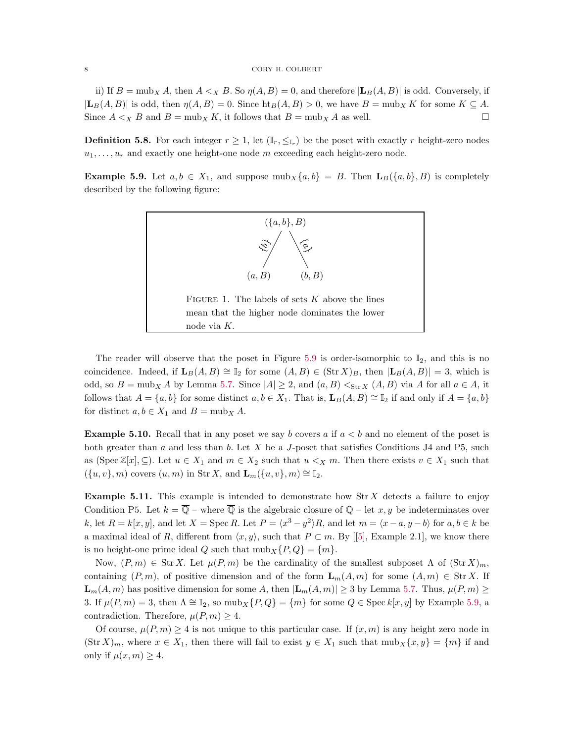ii) If $B = \operatorname{mub}_X A$, then $A <_X B$. So $\eta(A, B) = 0$, and therefore $|\mathbf{L}_B(A, B)|$ is odd. Conversely, if $|\mathbf{L}_B(A, B)|$ is odd, then $\eta(A, B) = 0$. Since $\operatorname{ht}_B(A, B) > 0$, we have $B = \operatorname{mub}_X K$ for some $K \subseteq A$. Since $A <_X B$ and $B = \operatorname{mub}_X K$, it follows that $B = \operatorname{mub}_X A$ as well. □

**Definition 5.8.** For each integer $r \geq 1$, let $(\mathbb{I}_r, \leq_{\mathbb{I}_r})$ be the poset with exactly $r$ height-zero nodes $u_1, \ldots, u_r$ and exactly one height-one node $m$ exceeding each height-zero node.

**Example 5.9.** Let $a, b \in X_1$, and suppose $\operatorname{mub}_X\{a, b\} = B$. Then $\mathbf{L}_B(\{a, b\}, B)$ is completely described by the following figure:

$(\{a,b\}, B)$ — via $\{b\}$ — $(a, B)$; $(\{a,b\}, B)$ — via $\{a\}$ — $(b, B)$

Figure 1. The labels of sets $K$ above the lines mean that the higher node dominates the lower node via $K$.

The reader will observe that the poset in Figure 5.9 is order-isomorphic to $\mathbb{I}_2$, and this is no coincidence. Indeed, if $\mathbf{L}_B(A, B) \cong \mathbb{I}_2$ for some $(A, B) \in (\operatorname{Str} X)_B$, then $|\mathbf{L}_B(A, B)| = 3$, which is odd, so $B = \operatorname{mub}_X A$ by Lemma 5.7. Since $|A| \geq 2$, and $(a, B) <_{\operatorname{Str} X} (A, B)$ via $A$ for all $a \in A$, it follows that $A = \{a, b\}$ for some distinct $a, b \in X_1$. That is, $\mathbf{L}_B(A, B) \cong \mathbb{I}_2$ if and only if $A = \{a, b\}$ for distinct $a, b \in X_1$ and $B = \operatorname{mub}_X A$.

**Example 5.10.** Recall that in any poset we say $b$ covers $a$ if $a < b$ and no element of the poset is both greater than $a$ and less than $b$. Let $X$ be a $J$-poset that satisfies Conditions J4 and P5, such as $(\operatorname{Spec} \mathbb{Z}[x], \subseteq)$. Let $u \in X_1$ and $m \in X_2$ such that $u <_X m$. Then there exists $v \in X_1$ such that $(\{u, v\}, m)$ covers $(u, m)$ in $\operatorname{Str} X$, and $\mathbf{L}_m(\{u, v\}, m) \cong \mathbb{I}_2$.

**Example 5.11.** This example is intended to demonstrate how $\operatorname{Str} X$ detects a failure to enjoy Condition P5. Let $k = \overline{\mathbb{Q}}$ – where $\overline{\mathbb{Q}}$ is the algebraic closure of $\mathbb{Q}$ – let $x, y$ be indeterminates over $k$, let $R = k[x, y]$, and let $X = \operatorname{Spec} R$. Let $P = \langle x^3 - y^2 \rangle R$, and let $m = \langle x - a, y - b \rangle$ for $a, b \in k$ be a maximal ideal of $R$, different from $\langle x, y \rangle$, such that $P \subset m$. By [[5], Example 2.1], we know there is no height-one prime ideal $Q$ such that $\operatorname{mub}_X\{P, Q\} = \{m\}$.

Now, $(P, m) \in \operatorname{Str} X$. Let $\mu(P, m)$ be the cardinality of the smallest subposet $\Lambda$ of $(\operatorname{Str} X)_m$, containing $(P, m)$, of positive dimension and of the form $\mathbf{L}_m(A, m)$ for some $(A, m) \in \operatorname{Str} X$. If $\mathbf{L}_m(A, m)$ has positive dimension for some $A$, then $|\mathbf{L}_m(A, m)| \geq 3$ by Lemma 5.7. Thus, $\mu(P, m) \geq 3$. If $\mu(P, m) = 3$, then $\Lambda \cong \mathbb{I}_2$, so $\operatorname{mub}_X\{P, Q\} = \{m\}$ for some $Q \in \operatorname{Spec} k[x, y]$ by Example 5.9, a contradiction. Therefore, $\mu(P, m) \geq 4$.

Of course, $\mu(P, m) \geq 4$ is not unique to this particular case. If $(x, m)$ is any height zero node in $(\operatorname{Str} X)_m$, where $x \in X_1$, then there will fail to exist $y \in X_1$ such that $\operatorname{mub}_X\{x, y\} = \{m\}$ if and only if $\mu(x, m) \geq 4$.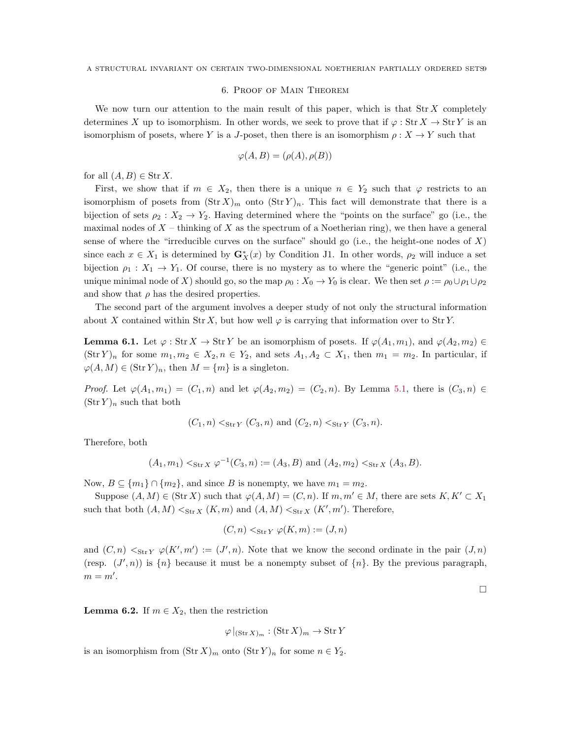## 6. Proof of Main Theorem

We now turn our attention to the main result of this paper, which is that $\operatorname{Str} X$ completely determines $X$ up to isomorphism. In other words, we seek to prove that if $\varphi : \operatorname{Str} X \to \operatorname{Str} Y$ is an isomorphism of posets, where $Y$ is a $J$-poset, then there is an isomorphism $\rho : X \to Y$ such that

$$\varphi(A, B) = (\rho(A), \rho(B))$$

for all $(A, B) \in \operatorname{Str} X$.

First, we show that if $m \in X_2$, then there is a unique $n \in Y_2$ such that $\varphi$ restricts to an isomorphism of posets from $(\operatorname{Str} X)_m$ onto $(\operatorname{Str} Y)_n$. This fact will demonstrate that there is a bijection of sets $\rho_2 : X_2 \to Y_2$. Having determined where the "points on the surface" go (i.e., the maximal nodes of $X$ – thinking of $X$ as the spectrum of a Noetherian ring), we then have a general sense of where the "irreducible curves on the surface" should go (i.e., the height-one nodes of $X$) since each $x \in X_1$ is determined by $\mathbf{G}^*_X(x)$ by Condition J1. In other words, $\rho_2$ will induce a set bijection $\rho_1 : X_1 \to Y_1$. Of course, there is no mystery as to where the "generic point" (i.e., the unique minimal node of $X$) should go, so the map $\rho_0 : X_0 \to Y_0$ is clear. We then set $\rho := \rho_0 \cup \rho_1 \cup \rho_2$ and show that $\rho$ has the desired properties.

The second part of the argument involves a deeper study of not only the structural information about $X$ contained within $\operatorname{Str} X$, but how well $\varphi$ is carrying that information over to $\operatorname{Str} Y$.

**Lemma 6.1.** Let $\varphi : \operatorname{Str} X \to \operatorname{Str} Y$ be an isomorphism of posets. If $\varphi(A_1, m_1)$, and $\varphi(A_2, m_2) \in (\operatorname{Str} Y)_n$ for some $m_1, m_2 \in X_2, n \in Y_2$, and sets $A_1, A_2 \subset X_1$, then $m_1 = m_2$. In particular, if $\varphi(A, M) \in (\operatorname{Str} Y)_n$, then $M = \{m\}$ is a singleton.

*Proof.* Let $\varphi(A_1, m_1) = (C_1, n)$ and let $\varphi(A_2, m_2) = (C_2, n)$. By Lemma 5.1, there is $(C_3, n) \in (\operatorname{Str} Y)_n$ such that both

$$(C_1, n) <_{\operatorname{Str} Y} (C_3, n) \text{ and } (C_2, n) <_{\operatorname{Str} Y} (C_3, n).$$

Therefore, both

$$(A_1, m_1) <_{\operatorname{Str} X} \varphi^{-1}(C_3, n) := (A_3, B) \text{ and } (A_2, m_2) <_{\operatorname{Str} X} (A_3, B).$$

Now, $B \subseteq \{m_1\} \cap \{m_2\}$, and since $B$ is nonempty, we have $m_1 = m_2$.

Suppose $(A, M) \in (\operatorname{Str} X)$ such that $\varphi(A, M) = (C, n)$. If $m, m' \in M$, there are sets $K, K' \subset X_1$ such that both $(A, M) <_{\operatorname{Str} X} (K, m)$ and $(A, M) <_{\operatorname{Str} X} (K', m')$. Therefore,

$$(C, n) <_{\operatorname{Str} Y} \varphi(K, m) := (J, n)$$

and $(C, n) <_{\operatorname{Str} Y} \varphi(K', m') := (J', n)$. Note that we know the second ordinate in the pair $(J, n)$ (resp. $(J', n)$) is $\{n\}$ because it must be a nonempty subset of $\{n\}$. By the previous paragraph, $m = m'$.

□

**Lemma 6.2.** If $m \in X_2$, then the restriction

$$\varphi|_{(\operatorname{Str} X)_m} : (\operatorname{Str} X)_m \to \operatorname{Str} Y$$

is an isomorphism from $(\operatorname{Str} X)_m$ onto $(\operatorname{Str} Y)_n$ for some $n \in Y_2$.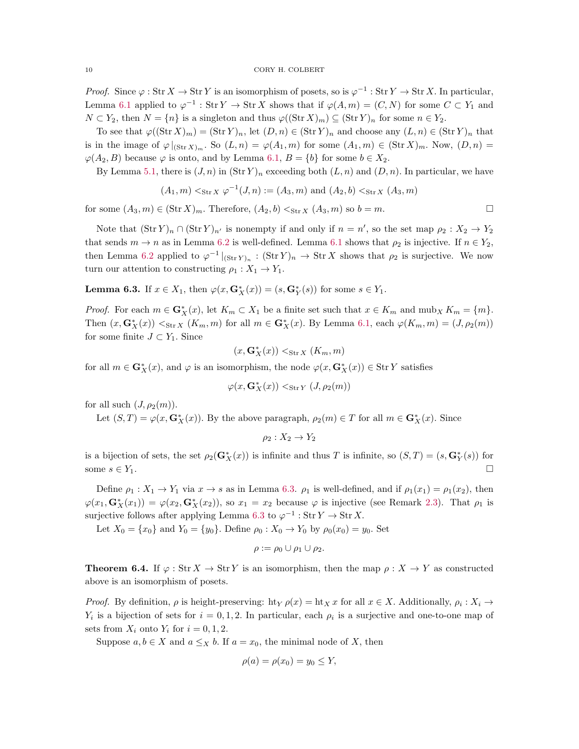*Proof.* Since $\varphi : \operatorname{Str} X \to \operatorname{Str} Y$ is an isomorphism of posets, so is $\varphi^{-1} : \operatorname{Str} Y \to \operatorname{Str} X$. In particular, Lemma 6.1 applied to $\varphi^{-1} : \operatorname{Str} Y \to \operatorname{Str} X$ shows that if $\varphi(A, m) = (C, N)$ for some $C \subset Y_1$ and $N \subset Y_2$, then $N = \{n\}$ is a singleton and thus $\varphi((\operatorname{Str} X)_m) \subseteq (\operatorname{Str} Y)_n$ for some $n \in Y_2$.

To see that $\varphi((\operatorname{Str} X)_m) = (\operatorname{Str} Y)_n$, let $(D, n) \in (\operatorname{Str} Y)_n$ and choose any $(L, n) \in (\operatorname{Str} Y)_n$ that is in the image of $\varphi|_{(\operatorname{Str} X)_m}$. So $(L, n) = \varphi(A_1, m)$ for some $(A_1, m) \in (\operatorname{Str} X)_m$. Now, $(D, n) = \varphi(A_2, B)$ because $\varphi$ is onto, and by Lemma 6.1, $B = \{b\}$ for some $b \in X_2$.

By Lemma 5.1, there is $(J, n)$ in $(\operatorname{Str} Y)_n$ exceeding both $(L, n)$ and $(D, n)$. In particular, we have

$$(A_1, m) <_{\operatorname{Str} X} \varphi^{-1}(J, n) := (A_3, m) \text{ and } (A_2, b) <_{\operatorname{Str} X} (A_3, m)$$

for some $(A_3, m) \in (\operatorname{Str} X)_m$. Therefore, $(A_2, b) <_{\operatorname{Str} X} (A_3, m)$ so $b = m$. $\square$

Note that $(\operatorname{Str} Y)_n \cap (\operatorname{Str} Y)_{n'}$ is nonempty if and only if $n = n'$, so the set map $\rho_2 : X_2 \to Y_2$ that sends $m \to n$ as in Lemma 6.2 is well-defined. Lemma 6.1 shows that $\rho_2$ is injective. If $n \in Y_2$, then Lemma 6.2 applied to $\varphi^{-1}|_{(\operatorname{Str} Y)_n} : (\operatorname{Str} Y)_n \to \operatorname{Str} X$ shows that $\rho_2$ is surjective. We now turn our attention to constructing $\rho_1 : X_1 \to Y_1$.

**Lemma 6.3.** If $x \in X_1$, then $\varphi(x, \mathbf{G}^*_X(x)) = (s, \mathbf{G}^*_Y(s))$ for some $s \in Y_1$.

*Proof.* For each $m \in \mathbf{G}^*_X(x)$, let $K_m \subset X_1$ be a finite set such that $x \in K_m$ and $\operatorname{mub}_X K_m = \{m\}$. Then $(x, \mathbf{G}^*_X(x)) <_{\operatorname{Str} X} (K_m, m)$ for all $m \in \mathbf{G}^*_X(x)$. By Lemma 6.1, each $\varphi(K_m, m) = (J, \rho_2(m))$ for some finite $J \subset Y_1$. Since

$$(x, \mathbf{G}^*_X(x)) <_{\operatorname{Str} X} (K_m, m)$$

for all $m \in \mathbf{G}^*_X(x)$, and $\varphi$ is an isomorphism, the node $\varphi(x, \mathbf{G}^*_X(x)) \in \operatorname{Str} Y$ satisfies

$$\varphi(x, \mathbf{G}^*_X(x)) <_{\operatorname{Str} Y} (J, \rho_2(m))$$

for all such $(J, \rho_2(m))$.

Let $(S, T) = \varphi(x, \mathbf{G}^*_X(x))$. By the above paragraph, $\rho_2(m) \in T$ for all $m \in \mathbf{G}^*_X(x)$. Since

$$\rho_2 : X_2 \to Y_2$$

is a bijection of sets, the set $\rho_2(\mathbf{G}^*_X(x))$ is infinite and thus $T$ is infinite, so $(S, T) = (s, \mathbf{G}^*_Y(s))$ for some $s \in Y_1$. $\square$

Define $\rho_1 : X_1 \to Y_1$ via $x \to s$ as in Lemma 6.3. $\rho_1$ is well-defined, and if $\rho_1(x_1) = \rho_1(x_2)$, then $\varphi(x_1, \mathbf{G}^*_X(x_1)) = \varphi(x_2, \mathbf{G}^*_X(x_2))$, so $x_1 = x_2$ because $\varphi$ is injective (see Remark 2.3). That $\rho_1$ is surjective follows after applying Lemma 6.3 to $\varphi^{-1} : \operatorname{Str} Y \to \operatorname{Str} X$.

Let $X_0 = \{x_0\}$ and $Y_0 = \{y_0\}$. Define $\rho_0 : X_0 \to Y_0$ by $\rho_0(x_0) = y_0$. Set

$$\rho := \rho_0 \cup \rho_1 \cup \rho_2.$$

**Theorem 6.4.** If $\varphi : \operatorname{Str} X \to \operatorname{Str} Y$ is an isomorphism, then the map $\rho : X \to Y$ as constructed above is an isomorphism of posets.

*Proof.* By definition, $\rho$ is height-preserving: $\operatorname{ht}_Y \rho(x) = \operatorname{ht}_X x$ for all $x \in X$. Additionally, $\rho_i : X_i \to Y_i$ is a bijection of sets for $i = 0, 1, 2$. In particular, each $\rho_i$ is a surjective and one-to-one map of sets from $X_i$ onto $Y_i$ for $i = 0, 1, 2$.

Suppose $a, b \in X$ and $a \leq_X b$. If $a = x_0$, the minimal node of $X$, then

$$\rho(a) = \rho(x_0) = y_0 \leq Y,$$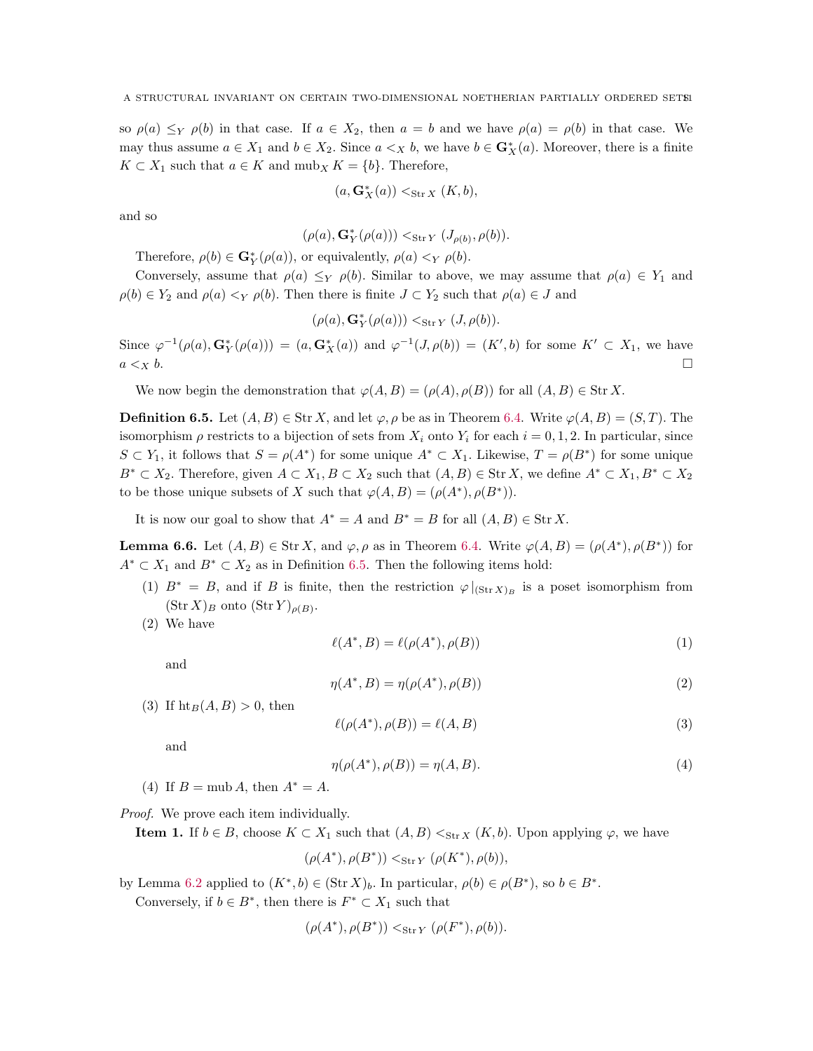so $\rho(a) \leq_Y \rho(b)$ in that case. If $a \in X_2$, then $a = b$ and we have $\rho(a) = \rho(b)$ in that case. We may thus assume $a \in X_1$ and $b \in X_2$. Since $a <_X b$, we have $b \in \mathbf{G}^*_X(a)$. Moreover, there is a finite $K \subset X_1$ such that $a \in K$ and $\operatorname{mub}_X K = \{b\}$. Therefore,

$$(a, \mathbf{G}^*_X(a)) <_{\operatorname{Str} X} (K, b),$$

and so

$$(\rho(a), \mathbf{G}^*_Y(\rho(a))) <_{\operatorname{Str} Y} (J_{\rho(b)}, \rho(b)).$$

Therefore, $\rho(b) \in \mathbf{G}^*_Y(\rho(a))$, or equivalently, $\rho(a) <_Y \rho(b)$.

Conversely, assume that $\rho(a) \leq_Y \rho(b)$. Similar to above, we may assume that $\rho(a) \in Y_1$ and $\rho(b) \in Y_2$ and $\rho(a) <_Y \rho(b)$. Then there is finite $J \subset Y_2$ such that $\rho(a) \in J$ and

$$(\rho(a), \mathbf{G}^*_Y(\rho(a))) <_{\operatorname{Str} Y} (J, \rho(b)).$$

Since $\varphi^{-1}(\rho(a), \mathbf{G}^*_Y(\rho(a))) = (a, \mathbf{G}^*_X(a))$ and $\varphi^{-1}(J, \rho(b)) = (K', b)$ for some $K' \subset X_1$, we have $a <_X b$. $\square$

We now begin the demonstration that $\varphi(A, B) = (\rho(A), \rho(B))$ for all $(A, B) \in \operatorname{Str} X$.

**Definition 6.5.** Let $(A, B) \in \operatorname{Str} X$, and let $\varphi, \rho$ be as in Theorem 6.4. Write $\varphi(A, B) = (S, T)$. The isomorphism $\rho$ restricts to a bijection of sets from $X_i$ onto $Y_i$ for each $i = 0, 1, 2$. In particular, since $S \subset Y_1$, it follows that $S = \rho(A^*)$ for some unique $A^* \subset X_1$. Likewise, $T = \rho(B^*)$ for some unique $B^* \subset X_2$. Therefore, given $A \subset X_1, B \subset X_2$ such that $(A, B) \in \operatorname{Str} X$, we define $A^* \subset X_1, B^* \subset X_2$ to be those unique subsets of $X$ such that $\varphi(A, B) = (\rho(A^*), \rho(B^*))$.

It is now our goal to show that $A^* = A$ and $B^* = B$ for all $(A, B) \in \operatorname{Str} X$.

**Lemma 6.6.** Let $(A, B) \in \operatorname{Str} X$, and $\varphi, \rho$ as in Theorem 6.4. Write $\varphi(A, B) = (\rho(A^*), \rho(B^*))$ for $A^* \subset X_1$ and $B^* \subset X_2$ as in Definition 6.5. Then the following items hold:

1. $B^* = B$, and if $B$ is finite, then the restriction $\varphi|_{(\operatorname{Str} X)_B}$ is a poset isomorphism from $(\operatorname{Str} X)_B$ onto $(\operatorname{Str} Y)_{\rho(B)}$.
2. We have
$$\ell(A^*, B) = \ell(\rho(A^*), \rho(B)) \tag{1}$$
and
$$\eta(A^*, B) = \eta(\rho(A^*), \rho(B)) \tag{2}$$
3. If $\operatorname{ht}_B(A, B) > 0$, then
$$\ell(\rho(A^*), \rho(B)) = \ell(A, B) \tag{3}$$
and
$$\eta(\rho(A^*), \rho(B)) = \eta(A, B). \tag{4}$$
4. If $B = \operatorname{mub} A$, then $A^* = A$.

*Proof.* We prove each item individually.

**Item 1.** If $b \in B$, choose $K \subset X_1$ such that $(A, B) <_{\operatorname{Str} X} (K, b)$. Upon applying $\varphi$, we have

$$(\rho(A^*), \rho(B^*)) <_{\operatorname{Str} Y} (\rho(K^*), \rho(b)),$$

by Lemma 6.2 applied to $(K^*, b) \in (\operatorname{Str} X)_b$. In particular, $\rho(b) \in \rho(B^*)$, so $b \in B^*$.

Conversely, if $b \in B^*$, then there is $F^* \subset X_1$ such that

$$(\rho(A^*), \rho(B^*)) <_{\operatorname{Str} Y} (\rho(F^*), \rho(b)).$$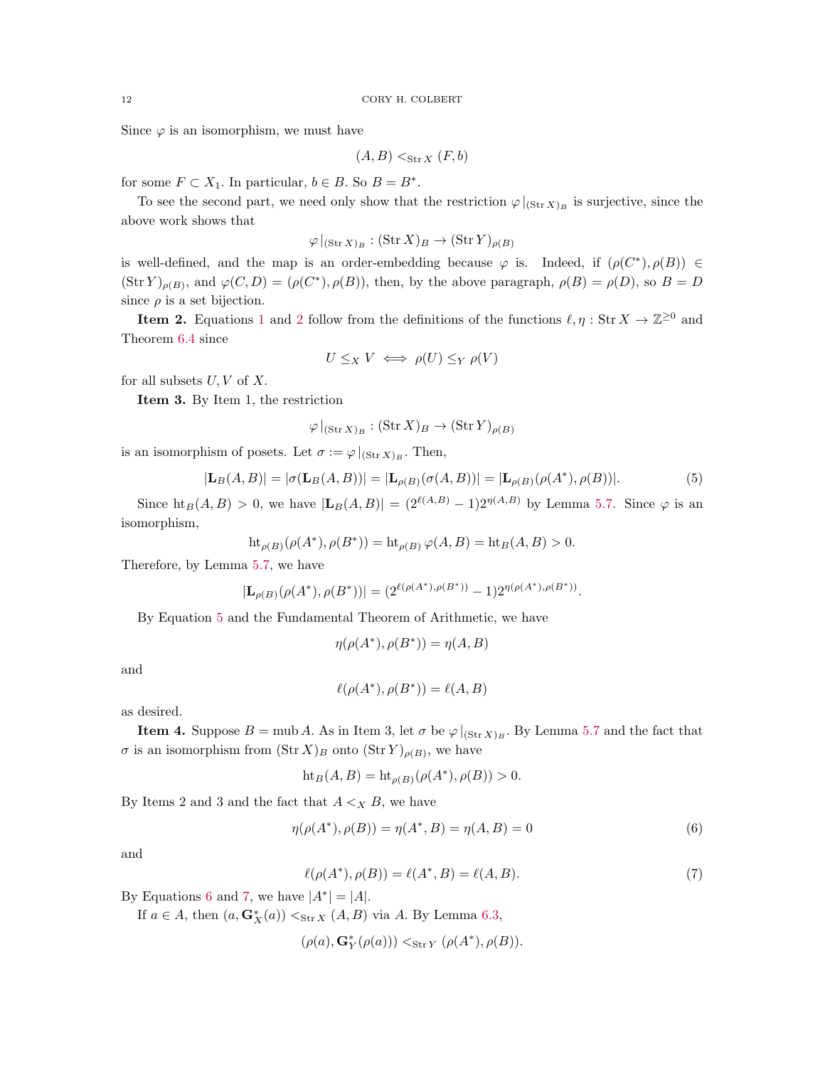Since $\varphi$ is an isomorphism, we must have

$$(A, B) <_{\operatorname{Str} X} (F, b)$$

for some $F \subset X_1$. In particular, $b \in B$. So $B = B^*$.

To see the second part, we need only show that the restriction $\varphi|_{(\operatorname{Str} X)_B}$ is surjective, since the above work shows that

$$\varphi|_{(\operatorname{Str} X)_B} : (\operatorname{Str} X)_B \to (\operatorname{Str} Y)_{\rho(B)}$$

is well-defined, and the map is an order-embedding because $\varphi$ is. Indeed, if $(\rho(C^*), \rho(B)) \in (\operatorname{Str} Y)_{\rho(B)}$, and $\varphi(C, D) = (\rho(C^*), \rho(B))$, then, by the above paragraph, $\rho(B) = \rho(D)$, so $B = D$ since $\rho$ is a set bijection.

**Item 2.** Equations 1 and 2 follow from the definitions of the functions $\ell, \eta : \operatorname{Str} X \to \mathbb{Z}^{\geq 0}$ and Theorem 6.4 since

$$U \leq_X V \iff \rho(U) \leq_Y \rho(V)$$

for all subsets $U, V$ of $X$.

**Item 3.** By Item 1, the restriction

$$\varphi|_{(\operatorname{Str} X)_B} : (\operatorname{Str} X)_B \to (\operatorname{Str} Y)_{\rho(B)}$$

is an isomorphism of posets. Let $\sigma := \varphi|_{(\operatorname{Str} X)_B}$. Then,

$$|\mathbf{L}_B(A, B)| = |\sigma(\mathbf{L}_B(A, B))| = |\mathbf{L}_{\rho(B)}(\sigma(A, B))| = |\mathbf{L}_{\rho(B)}(\rho(A^*), \rho(B))|. \tag{5}$$

Since $\operatorname{ht}_B(A, B) > 0$, we have $|\mathbf{L}_B(A, B)| = (2^{\ell(A,B)} - 1)2^{\eta(A,B)}$ by Lemma 5.7. Since $\varphi$ is an isomorphism,

$$\operatorname{ht}_{\rho(B)}(\rho(A^*), \rho(B^*)) = \operatorname{ht}_{\rho(B)} \varphi(A, B) = \operatorname{ht}_B(A, B) > 0.$$

Therefore, by Lemma 5.7, we have

$$|\mathbf{L}_{\rho(B)}(\rho(A^*), \rho(B^*))| = (2^{\ell(\rho(A^*), \rho(B^*))} - 1)2^{\eta(\rho(A^*), \rho(B^*))}.$$

By Equation 5 and the Fundamental Theorem of Arithmetic, we have

$$\eta(\rho(A^*), \rho(B^*)) = \eta(A, B)$$

and

$$\ell(\rho(A^*), \rho(B^*)) = \ell(A, B)$$

as desired.

**Item 4.** Suppose $B = \operatorname{mub} A$. As in Item 3, let $\sigma$ be $\varphi|_{(\operatorname{Str} X)_B}$. By Lemma 5.7 and the fact that $\sigma$ is an isomorphism from $(\operatorname{Str} X)_B$ onto $(\operatorname{Str} Y)_{\rho(B)}$, we have

$$\operatorname{ht}_B(A, B) = \operatorname{ht}_{\rho(B)}(\rho(A^*), \rho(B)) > 0.$$

By Items 2 and 3 and the fact that $A <_X B$, we have

$$\eta(\rho(A^*), \rho(B)) = \eta(A^*, B) = \eta(A, B) = 0 \tag{6}$$

and

$$\ell(\rho(A^*), \rho(B)) = \ell(A^*, B) = \ell(A, B). \tag{7}$$

By Equations 6 and 7, we have $|A^*| = |A|$.

If $a \in A$, then $(a, \mathbf{G}_X^*(a)) <_{\operatorname{Str} X} (A, B)$ via $A$. By Lemma 6.3,

$$(\rho(a), \mathbf{G}_Y^*(\rho(a))) <_{\operatorname{Str} Y} (\rho(A^*), \rho(B)).$$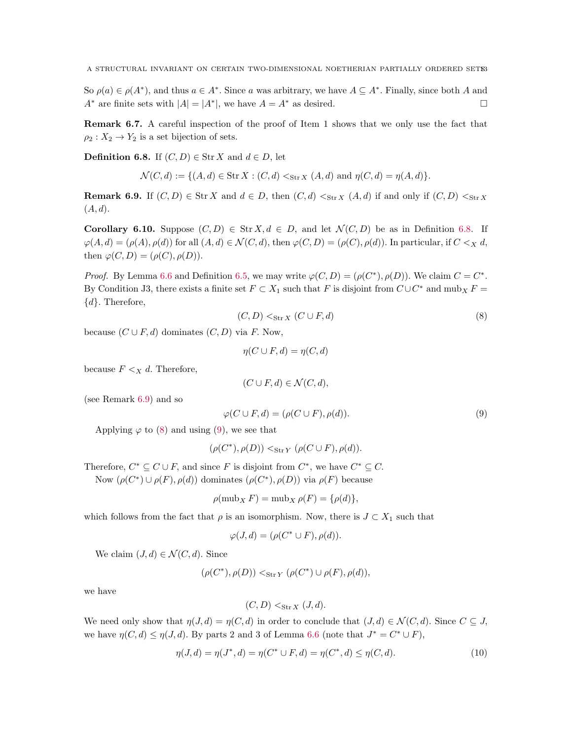So $\rho(a) \in \rho(A^*)$, and thus $a \in A^*$. Since $a$ was arbitrary, we have $A \subseteq A^*$. Finally, since both $A$ and $A^*$ are finite sets with $|A| = |A^*|$, we have $A = A^*$ as desired. □

**Remark 6.7.** A careful inspection of the proof of Item 1 shows that we only use the fact that $\rho_2 : X_2 \to Y_2$ is a set bijection of sets.

**Definition 6.8.** If $(C, D) \in \operatorname{Str} X$ and $d \in D$, let

$$\mathcal{N}(C, d) := \{(A, d) \in \operatorname{Str} X : (C, d) <_{\operatorname{Str} X} (A, d) \text{ and } \eta(C, d) = \eta(A, d)\}.$$

**Remark 6.9.** If $(C, D) \in \operatorname{Str} X$ and $d \in D$, then $(C, d) <_{\operatorname{Str} X} (A, d)$ if and only if $(C, D) <_{\operatorname{Str} X} (A, d)$.

**Corollary 6.10.** Suppose $(C, D) \in \operatorname{Str} X, d \in D$, and let $\mathcal{N}(C, D)$ be as in Definition 6.8. If $\varphi(A, d) = (\rho(A), \rho(d))$ for all $(A, d) \in \mathcal{N}(C, d)$, then $\varphi(C, D) = (\rho(C), \rho(d))$. In particular, if $C <_X d$, then $\varphi(C, D) = (\rho(C), \rho(D))$.

*Proof.* By Lemma 6.6 and Definition 6.5, we may write $\varphi(C, D) = (\rho(C^*), \rho(D))$. We claim $C = C^*$. By Condition J3, there exists a finite set $F \subset X_1$ such that $F$ is disjoint from $C \cup C^*$ and $\operatorname{mub}_X F = \{d\}$. Therefore,

$$(C, D) <_{\operatorname{Str} X} (C \cup F, d) \tag{8}$$

because $(C \cup F, d)$ dominates $(C, D)$ via $F$. Now,

$$\eta(C \cup F, d) = \eta(C, d)$$

because $F <_X d$. Therefore,

$$(C \cup F, d) \in \mathcal{N}(C, d),$$

(see Remark 6.9) and so

$$\varphi(C \cup F, d) = (\rho(C \cup F), \rho(d)). \tag{9}$$

Applying $\varphi$ to (8) and using (9), we see that

$$(\rho(C^*), \rho(D)) <_{\operatorname{Str} Y} (\rho(C \cup F), \rho(d)).$$

Therefore, $C^* \subseteq C \cup F$, and since $F$ is disjoint from $C^*$, we have $C^* \subseteq C$.

Now $(\rho(C^*) \cup \rho(F), \rho(d))$ dominates $(\rho(C^*), \rho(D))$ via $\rho(F)$ because

$$\rho(\operatorname{mub}_X F) = \operatorname{mub}_X \rho(F) = \{\rho(d)\},$$

which follows from the fact that $\rho$ is an isomorphism. Now, there is $J \subset X_1$ such that

$$\varphi(J, d) = (\rho(C^* \cup F), \rho(d)).$$

We claim $(J, d) \in \mathcal{N}(C, d)$. Since

$$(\rho(C^*), \rho(D)) <_{\operatorname{Str} Y} (\rho(C^*) \cup \rho(F), \rho(d)),$$

we have

$$(C, D) <_{\operatorname{Str} X} (J, d).$$

We need only show that $\eta(J, d) = \eta(C, d)$ in order to conclude that $(J, d) \in \mathcal{N}(C, d)$. Since $C \subseteq J$, we have $\eta(C, d) \le \eta(J, d)$. By parts 2 and 3 of Lemma 6.6 (note that $J^* = C^* \cup F$),

$$\eta(J, d) = \eta(J^*, d) = \eta(C^* \cup F, d) = \eta(C^*, d) \le \eta(C, d). \tag{10}$$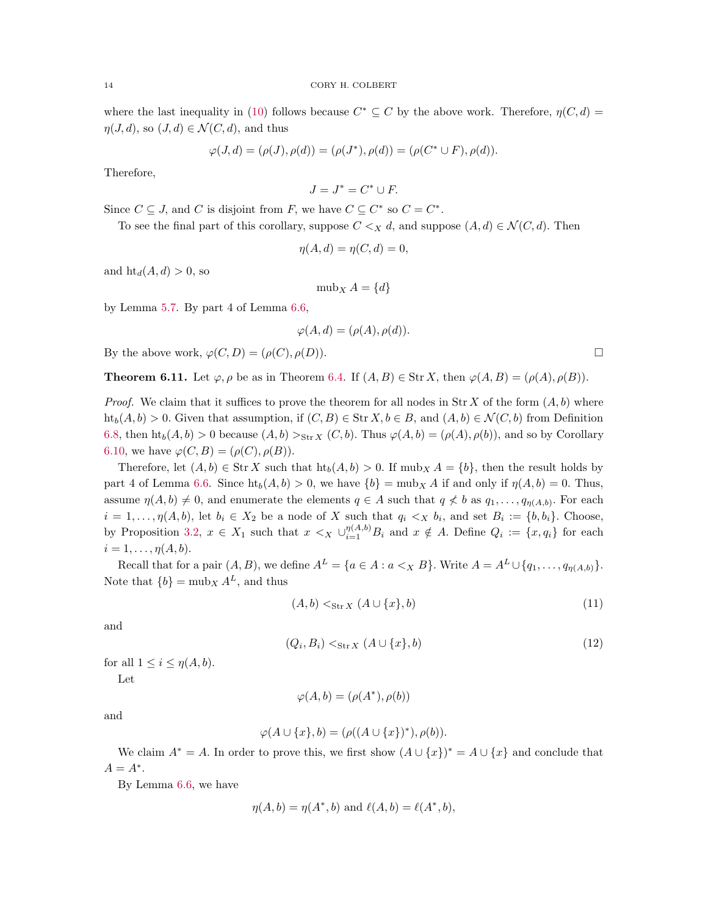where the last inequality in (10) follows because $C^* \subseteq C$ by the above work. Therefore, $\eta(C,d) = \eta(J,d)$, so $(J,d) \in \mathcal{N}(C,d)$, and thus

$$\varphi(J,d) = (\rho(J), \rho(d)) = (\rho(J^*), \rho(d)) = (\rho(C^* \cup F), \rho(d)).$$

Therefore,

$$J = J^* = C^* \cup F.$$

Since $C \subseteq J$, and $C$ is disjoint from $F$, we have $C \subseteq C^*$ so $C = C^*$.

To see the final part of this corollary, suppose $C <_X d$, and suppose $(A,d) \in \mathcal{N}(C,d)$. Then

$$\eta(A,d) = \eta(C,d) = 0,$$

and $\operatorname{ht}_d(A,d) > 0$, so

$$\operatorname{mub}_X A = \{d\}$$

by Lemma 5.7. By part 4 of Lemma 6.6,

$$\varphi(A,d) = (\rho(A), \rho(d)).$$

By the above work, $\varphi(C,D) = (\rho(C), \rho(D))$. □

**Theorem 6.11.** Let $\varphi, \rho$ be as in Theorem 6.4. If $(A,B) \in \operatorname{Str} X$, then $\varphi(A,B) = (\rho(A), \rho(B))$.

*Proof.* We claim that it suffices to prove the theorem for all nodes in $\operatorname{Str} X$ of the form $(A,b)$ where $\operatorname{ht}_b(A,b) > 0$. Given that assumption, if $(C,B) \in \operatorname{Str} X, b \in B$, and $(A,b) \in \mathcal{N}(C,b)$ from Definition 6.8, then $\operatorname{ht}_b(A,b) > 0$ because $(A,b) >_{\operatorname{Str} X} (C,b)$. Thus $\varphi(A,b) = (\rho(A), \rho(b))$, and so by Corollary 6.10, we have $\varphi(C,B) = (\rho(C), \rho(B))$.

Therefore, let $(A,b) \in \operatorname{Str} X$ such that $\operatorname{ht}_b(A,b) > 0$. If $\operatorname{mub}_X A = \{b\}$, then the result holds by part 4 of Lemma 6.6. Since $\operatorname{ht}_b(A,b) > 0$, we have $\{b\} = \operatorname{mub}_X A$ if and only if $\eta(A,b) = 0$. Thus, assume $\eta(A,b) \neq 0$, and enumerate the elements $q \in A$ such that $q \nless b$ as $q_1, \ldots, q_{\eta(A,b)}$. For each $i = 1, \ldots, \eta(A,b)$, let $b_i \in X_2$ be a node of $X$ such that $q_i <_X b_i$, and set $B_i := \{b, b_i\}$. Choose, by Proposition 3.2, $x \in X_1$ such that $x <_X \cup_{i=1}^{\eta(A,b)} B_i$ and $x \notin A$. Define $Q_i := \{x, q_i\}$ for each $i = 1, \ldots, \eta(A,b)$.

Recall that for a pair $(A,B)$, we define $A^L = \{a \in A : a <_X B\}$. Write $A = A^L \cup \{q_1, \ldots, q_{\eta(A,b)}\}$. Note that $\{b\} = \operatorname{mub}_X A^L$, and thus

$$(A,b) <_{\operatorname{Str} X} (A \cup \{x\}, b) \tag{11}$$

and

$$(Q_i, B_i) <_{\operatorname{Str} X} (A \cup \{x\}, b) \tag{12}$$

for all $1 \leq i \leq \eta(A,b)$.

Let

$$\varphi(A,b) = (\rho(A^*), \rho(b))$$

and

$$\varphi(A \cup \{x\}, b) = (\rho((A \cup \{x\})^*), \rho(b)).$$

We claim $A^* = A$. In order to prove this, we first show $(A \cup \{x\})^* = A \cup \{x\}$ and conclude that $A = A^*$.

By Lemma 6.6, we have

$$\eta(A,b) = \eta(A^*,b) \text{ and } \ell(A,b) = \ell(A^*,b),$$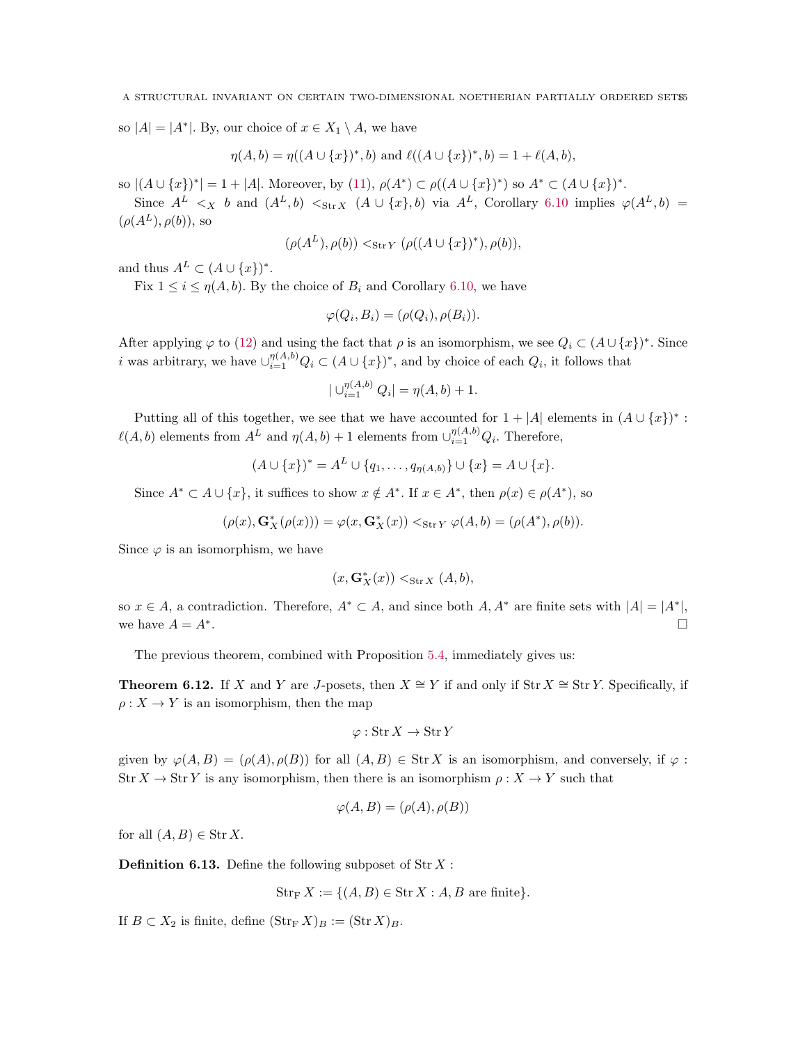so $|A| = |A^*|$. By, our choice of $x \in X_1 \setminus A$, we have

$$\eta(A, b) = \eta((A \cup \{x\})^*, b) \text{ and } \ell((A \cup \{x\})^*, b) = 1 + \ell(A, b),$$

so $|(A \cup \{x\})^*| = 1 + |A|$. Moreover, by (11), $\rho(A^*) \subset \rho((A \cup \{x\})^*)$ so $A^* \subset (A \cup \{x\})^*$.

Since $A^L <_X b$ and $(A^L, b) <_{\operatorname{Str} X} (A \cup \{x\}, b)$ via $A^L$, Corollary 6.10 implies $\varphi(A^L, b) = (\rho(A^L), \rho(b))$, so

$$(\rho(A^L), \rho(b)) <_{\operatorname{Str} Y} (\rho((A \cup \{x\})^*), \rho(b)),$$

and thus $A^L \subset (A \cup \{x\})^*$.

Fix $1 \leq i \leq \eta(A, b)$. By the choice of $B_i$ and Corollary 6.10, we have

$$\varphi(Q_i, B_i) = (\rho(Q_i), \rho(B_i)).$$

After applying $\varphi$ to (12) and using the fact that $\rho$ is an isomorphism, we see $Q_i \subset (A \cup \{x\})^*$. Since $i$ was arbitrary, we have $\cup_{i=1}^{\eta(A,b)} Q_i \subset (A \cup \{x\})^*$, and by choice of each $Q_i$, it follows that

$$|\cup_{i=1}^{\eta(A,b)} Q_i| = \eta(A, b) + 1.$$

Putting all of this together, we see that we have accounted for $1 + |A|$ elements in $(A \cup \{x\})^*$ : $\ell(A, b)$ elements from $A^L$ and $\eta(A, b) + 1$ elements from $\cup_{i=1}^{\eta(A,b)} Q_i$. Therefore,

$$(A \cup \{x\})^* = A^L \cup \{q_1, \ldots, q_{\eta(A,b)}\} \cup \{x\} = A \cup \{x\}.$$

Since $A^* \subset A \cup \{x\}$, it suffices to show $x \notin A^*$. If $x \in A^*$, then $\rho(x) \in \rho(A^*)$, so

$$(\rho(x), \mathbf{G}_X^*(\rho(x))) = \varphi(x, \mathbf{G}_X^*(x)) <_{\operatorname{Str} Y} \varphi(A, b) = (\rho(A^*), \rho(b)).$$

Since $\varphi$ is an isomorphism, we have

$$(x, \mathbf{G}_X^*(x)) <_{\operatorname{Str} X} (A, b),$$

so $x \in A$, a contradiction. Therefore, $A^* \subset A$, and since both $A, A^*$ are finite sets with $|A| = |A^*|$, we have $A = A^*$. $\square$

The previous theorem, combined with Proposition 5.4, immediately gives us:

**Theorem 6.12.** If $X$ and $Y$ are $J$-posets, then $X \cong Y$ if and only if $\operatorname{Str} X \cong \operatorname{Str} Y$. Specifically, if $\rho : X \to Y$ is an isomorphism, then the map

$$\varphi : \operatorname{Str} X \to \operatorname{Str} Y$$

given by $\varphi(A, B) = (\rho(A), \rho(B))$ for all $(A, B) \in \operatorname{Str} X$ is an isomorphism, and conversely, if $\varphi : \operatorname{Str} X \to \operatorname{Str} Y$ is any isomorphism, then there is an isomorphism $\rho : X \to Y$ such that

$$\varphi(A, B) = (\rho(A), \rho(B))$$

for all $(A, B) \in \operatorname{Str} X$.

**Definition 6.13.** Define the following subposet of $\operatorname{Str} X$ :

$$\operatorname{Str}_{\mathrm{F}} X := \{(A, B) \in \operatorname{Str} X : A, B \text{ are finite}\}.$$

If $B \subset X_2$ is finite, define $(\operatorname{Str}_{\mathrm{F}} X)_B := (\operatorname{Str} X)_B$.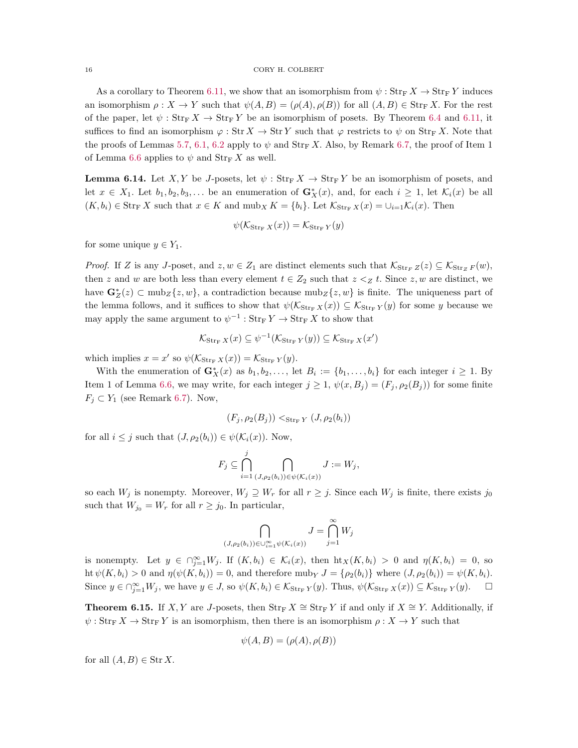As a corollary to Theorem 6.11, we show that an isomorphism from $\psi : \mathrm{Str_F}\, X \to \mathrm{Str_F}\, Y$ induces an isomorphism $\rho : X \to Y$ such that $\psi(A, B) = (\rho(A), \rho(B))$ for all $(A, B) \in \mathrm{Str_F}\, X$. For the rest of the paper, let $\psi : \mathrm{Str_F}\, X \to \mathrm{Str_F}\, Y$ be an isomorphism of posets. By Theorem 6.4 and 6.11, it suffices to find an isomorphism $\varphi : \mathrm{Str}\, X \to \mathrm{Str}\, Y$ such that $\varphi$ restricts to $\psi$ on $\mathrm{Str_F}\, X$. Note that the proofs of Lemmas 5.7, 6.1, 6.2 apply to $\psi$ and $\mathrm{Str_F}\, X$. Also, by Remark 6.7, the proof of Item 1 of Lemma 6.6 applies to $\psi$ and $\mathrm{Str_F}\, X$ as well.

**Lemma 6.14.** Let $X, Y$ be $J$-posets, let $\psi : \mathrm{Str_F}\, X \to \mathrm{Str_F}\, Y$ be an isomorphism of posets, and let $x \in X_1$. Let $b_1, b_2, b_3, \ldots$ be an enumeration of $\mathbf{G}^*_X(x)$, and, for each $i \geq 1$, let $\mathcal{K}_i(x)$ be all $(K, b_i) \in \mathrm{Str_F}\, X$ such that $x \in K$ and $\mathrm{mub}_X\, K = \{b_i\}$. Let $\mathcal{K}_{\mathrm{Str_F}\, X}(x) = \cup_{i=1}\mathcal{K}_i(x)$. Then

$$\psi(\mathcal{K}_{\mathrm{Str_F}\, X}(x)) = \mathcal{K}_{\mathrm{Str_F}\, Y}(y)$$

for some unique $y \in Y_1$.

*Proof.* If $Z$ is any $J$-poset, and $z, w \in Z_1$ are distinct elements such that $\mathcal{K}_{\mathrm{Str_F}\, Z}(z) \subseteq \mathcal{K}_{\mathrm{Str}_Z\, F}(w)$, then $z$ and $w$ are both less than every element $t \in Z_2$ such that $z <_Z t$. Since $z, w$ are distinct, we have $\mathbf{G}^*_Z(z) \subset \mathrm{mub}_Z\{z, w\}$, a contradiction because $\mathrm{mub}_Z\{z, w\}$ is finite. The uniqueness part of the lemma follows, and it suffices to show that $\psi(\mathcal{K}_{\mathrm{Str_F}\, X}(x)) \subseteq \mathcal{K}_{\mathrm{Str_F}\, Y}(y)$ for some $y$ because we may apply the same argument to $\psi^{-1} : \mathrm{Str_F}\, Y \to \mathrm{Str_F}\, X$ to show that

$$\mathcal{K}_{\mathrm{Str_F}\, X}(x) \subseteq \psi^{-1}(\mathcal{K}_{\mathrm{Str_F}\, Y}(y)) \subseteq \mathcal{K}_{\mathrm{Str_F}\, X}(x')$$

which implies $x = x'$ so $\psi(\mathcal{K}_{\mathrm{Str_F}\, X}(x)) = \mathcal{K}_{\mathrm{Str_F}\, Y}(y)$.

With the enumeration of $\mathbf{G}^*_X(x)$ as $b_1, b_2, \ldots$, let $B_i := \{b_1, \ldots, b_i\}$ for each integer $i \geq 1$. By Item 1 of Lemma 6.6, we may write, for each integer $j \geq 1$, $\psi(x, B_j) = (F_j, \rho_2(B_j))$ for some finite $F_j \subset Y_1$ (see Remark 6.7). Now,

$$(F_j, \rho_2(B_j)) <_{\mathrm{Str_F}\, Y} (J, \rho_2(b_i))$$

for all $i \leq j$ such that $(J, \rho_2(b_i)) \in \psi(\mathcal{K}_i(x))$. Now,

$$F_j \subseteq \bigcap_{i=1}^{j} \bigcap_{(J, \rho_2(b_i)) \in \psi(\mathcal{K}_i(x))} J := W_j,$$

so each $W_j$ is nonempty. Moreover, $W_j \supseteq W_r$ for all $r \geq j$. Since each $W_j$ is finite, there exists $j_0$ such that $W_{j_0} = W_r$ for all $r \geq j_0$. In particular,

$$\bigcap_{(J, \rho_2(b_i)) \in \cup_{i=1}^{\infty} \psi(\mathcal{K}_i(x))} J = \bigcap_{j=1}^{\infty} W_j$$

is nonempty. Let $y \in \cap_{j=1}^{\infty} W_j$. If $(K, b_i) \in \mathcal{K}_i(x)$, then $\mathrm{ht}_X(K, b_i) > 0$ and $\eta(K, b_i) = 0$, so $\mathrm{ht}\, \psi(K, b_i) > 0$ and $\eta(\psi(K, b_i)) = 0$, and therefore $\mathrm{mub}_Y\, J = \{\rho_2(b_i)\}$ where $(J, \rho_2(b_i)) = \psi(K, b_i)$. Since $y \in \cap_{j=1}^{\infty} W_j$, we have $y \in J$, so $\psi(K, b_i) \in \mathcal{K}_{\mathrm{Str_F}\, Y}(y)$. Thus, $\psi(\mathcal{K}_{\mathrm{Str_F}\, X}(x)) \subseteq \mathcal{K}_{\mathrm{Str_F}\, Y}(y)$. $\square$

**Theorem 6.15.** If $X, Y$ are $J$-posets, then $\mathrm{Str_F}\, X \cong \mathrm{Str_F}\, Y$ if and only if $X \cong Y$. Additionally, if $\psi : \mathrm{Str_F}\, X \to \mathrm{Str_F}\, Y$ is an isomorphism, then there is an isomorphism $\rho : X \to Y$ such that

$$\psi(A, B) = (\rho(A), \rho(B))$$

for all $(A, B) \in \mathrm{Str}\, X$.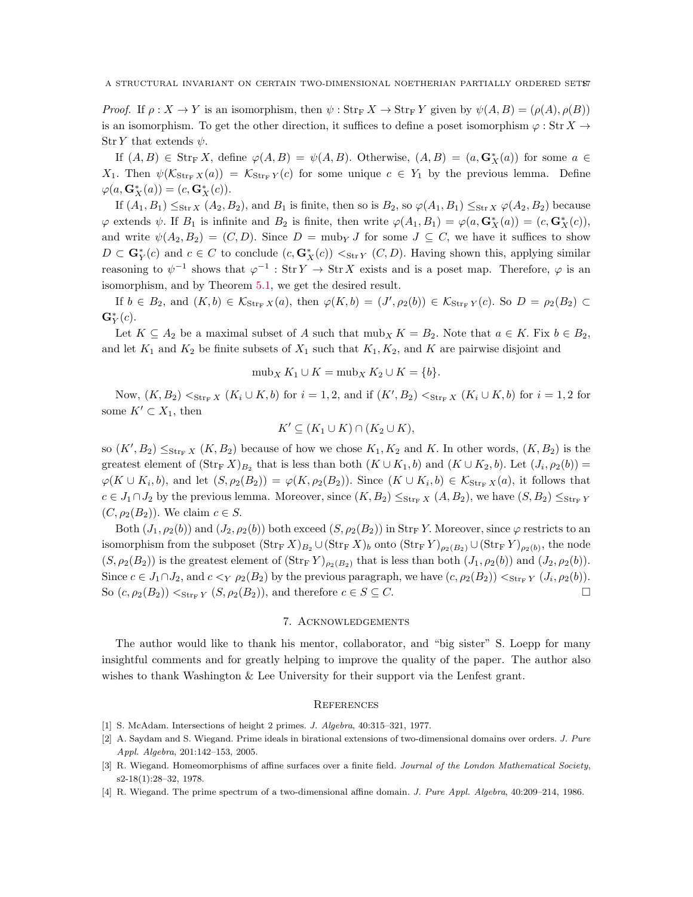*Proof.* If $\rho : X \to Y$ is an isomorphism, then $\psi : \operatorname{Str}_{\mathrm{F}} X \to \operatorname{Str}_{\mathrm{F}} Y$ given by $\psi(A, B) = (\rho(A), \rho(B))$ is an isomorphism. To get the other direction, it suffices to define a poset isomorphism $\varphi : \operatorname{Str} X \to \operatorname{Str} Y$ that extends $\psi$.

If $(A, B) \in \operatorname{Str}_{\mathrm{F}} X$, define $\varphi(A, B) = \psi(A, B)$. Otherwise, $(A, B) = (a, \mathbf{G}^*_X(a))$ for some $a \in X_1$. Then $\psi(\mathcal{K}_{\operatorname{Str}_{\mathrm{F}} X}(a)) = \mathcal{K}_{\operatorname{Str}_{\mathrm{F}} Y}(c)$ for some unique $c \in Y_1$ by the previous lemma. Define $\varphi(a, \mathbf{G}^*_X(a)) = (c, \mathbf{G}^*_X(c))$.

If $(A_1, B_1) \leq_{\operatorname{Str} X} (A_2, B_2)$, and $B_1$ is finite, then so is $B_2$, so $\varphi(A_1, B_1) \leq_{\operatorname{Str} X} \varphi(A_2, B_2)$ because $\varphi$ extends $\psi$. If $B_1$ is infinite and $B_2$ is finite, then write $\varphi(A_1, B_1) = \varphi(a, \mathbf{G}^*_X(a)) = (c, \mathbf{G}^*_X(c))$, and write $\psi(A_2, B_2) = (C, D)$. Since $D = \operatorname{mub}_Y J$ for some $J \subseteq C$, we have it suffices to show $D \subset \mathbf{G}^*_Y(c)$ and $c \in C$ to conclude $(c, \mathbf{G}^*_X(c)) <_{\operatorname{Str} Y} (C, D)$. Having shown this, applying similar reasoning to $\psi^{-1}$ shows that $\varphi^{-1} : \operatorname{Str} Y \to \operatorname{Str} X$ exists and is a poset map. Therefore, $\varphi$ is an isomorphism, and by Theorem 5.1, we get the desired result.

If $b \in B_2$, and $(K, b) \in \mathcal{K}_{\operatorname{Str}_{\mathrm{F}} X}(a)$, then $\varphi(K, b) = (J', \rho_2(b)) \in \mathcal{K}_{\operatorname{Str}_{\mathrm{F}} Y}(c)$. So $D = \rho_2(B_2) \subset \mathbf{G}^*_Y(c)$.

Let $K \subseteq A_2$ be a maximal subset of $A$ such that $\operatorname{mub}_X K = B_2$. Note that $a \in K$. Fix $b \in B_2$, and let $K_1$ and $K_2$ be finite subsets of $X_1$ such that $K_1, K_2$, and $K$ are pairwise disjoint and

$$\operatorname{mub}_X K_1 \cup K = \operatorname{mub}_X K_2 \cup K = \{b\}.$$

Now, $(K, B_2) <_{\operatorname{Str}_{\mathrm{F}} X} (K_i \cup K, b)$ for $i = 1, 2$, and if $(K', B_2) <_{\operatorname{Str}_{\mathrm{F}} X} (K_i \cup K, b)$ for $i = 1, 2$ for some $K' \subset X_1$, then

$$K' \subseteq (K_1 \cup K) \cap (K_2 \cup K),$$

so $(K', B_2) \leq_{\operatorname{Str}_{\mathrm{F}} X} (K, B_2)$ because of how we chose $K_1, K_2$ and $K$. In other words, $(K, B_2)$ is the greatest element of $(\operatorname{Str}_{\mathrm{F}} X)_{B_2}$ that is less than both $(K \cup K_1, b)$ and $(K \cup K_2, b)$. Let $(J_i, \rho_2(b)) = \varphi(K \cup K_i, b)$, and let $(S, \rho_2(B_2)) = \varphi(K, \rho_2(B_2))$. Since $(K \cup K_i, b) \in \mathcal{K}_{\operatorname{Str}_{\mathrm{F}} X}(a)$, it follows that $c \in J_1 \cap J_2$ by the previous lemma. Moreover, since $(K, B_2) \leq_{\operatorname{Str}_{\mathrm{F}} X} (A, B_2)$, we have $(S, B_2) \leq_{\operatorname{Str}_{\mathrm{F}} Y} (C, \rho_2(B_2))$. We claim $c \in S$.

Both $(J_1, \rho_2(b))$ and $(J_2, \rho_2(b))$ both exceed $(S, \rho_2(B_2))$ in $\operatorname{Str}_{\mathrm{F}} Y$. Moreover, since $\varphi$ restricts to an isomorphism from the subposet $(\operatorname{Str}_{\mathrm{F}} X)_{B_2} \cup (\operatorname{Str}_{\mathrm{F}} X)_b$ onto $(\operatorname{Str}_{\mathrm{F}} Y)_{\rho_2(B_2)} \cup (\operatorname{Str}_{\mathrm{F}} Y)_{\rho_2(b)}$, the node $(S, \rho_2(B_2))$ is the greatest element of $(\operatorname{Str}_{\mathrm{F}} Y)_{\rho_2(B_2)}$ that is less than both $(J_1, \rho_2(b))$ and $(J_2, \rho_2(b))$. Since $c \in J_1 \cap J_2$, and $c <_Y \rho_2(B_2)$ by the previous paragraph, we have $(c, \rho_2(B_2)) <_{\operatorname{Str}_{\mathrm{F}} Y} (J_i, \rho_2(b))$. So $(c, \rho_2(B_2)) <_{\operatorname{Str}_{\mathrm{F}} Y} (S, \rho_2(B_2))$, and therefore $c \in S \subseteq C$. □

## 7. Acknowledgements

The author would like to thank his mentor, collaborator, and "big sister" S. Loepp for many insightful comments and for greatly helping to improve the quality of the paper. The author also wishes to thank Washington & Lee University for their support via the Lenfest grant.

## References

[1] S. McAdam. Intersections of height 2 primes. *J. Algebra*, 40:315–321, 1977.

[2] A. Saydam and S. Wiegand. Prime ideals in birational extensions of two-dimensional domains over orders. *J. Pure Appl. Algebra*, 201:142–153, 2005.

[3] R. Wiegand. Homeomorphisms of affine surfaces over a finite field. *Journal of the London Mathematical Society*, s2-18(1):28–32, 1978.

[4] R. Wiegand. The prime spectrum of a two-dimensional affine domain. *J. Pure Appl. Algebra*, 40:209–214, 1986.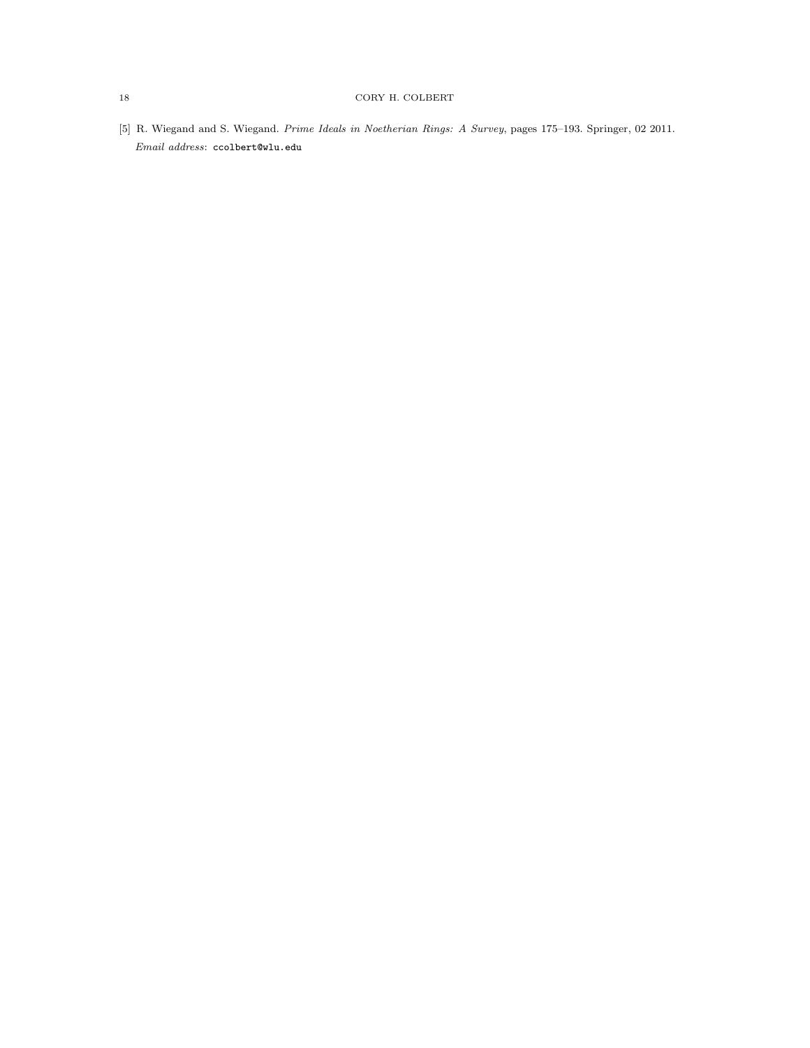[5] R. Wiegand and S. Wiegand. *Prime Ideals in Noetherian Rings: A Survey*, pages 175–193. Springer, 02 2011.

*Email address*: `ccolbert@wlu.edu`